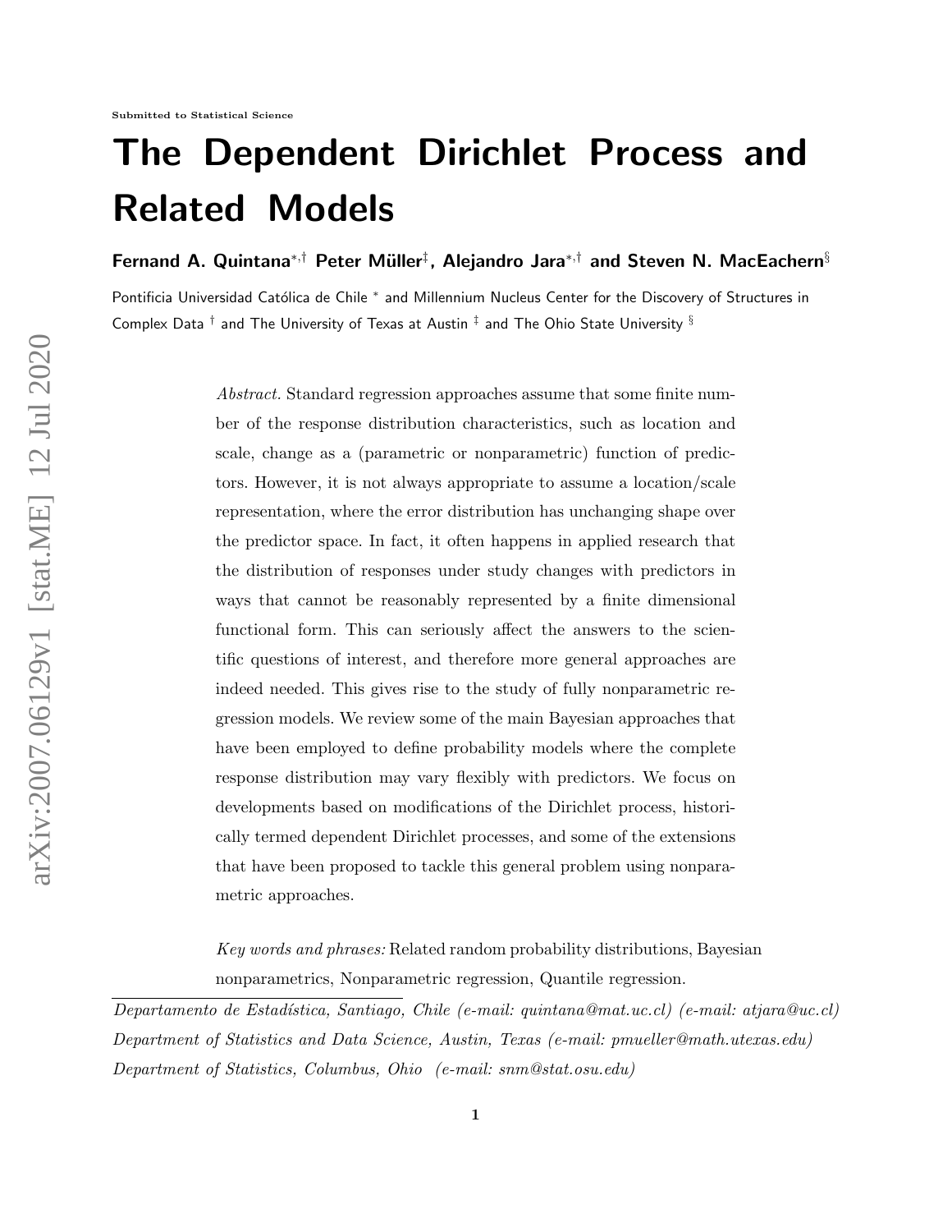Submitted to Statistical Science

# The Dependent Dirichlet Process and Related Models

**Fernand A. Quintana**[*,†] **Peter Müller**[‡], **Alejandro Jara**[*,†] **and Steven N. MacEachern**[§]

Pontificia Universidad Católica de Chile [*] and Millennium Nucleus Center for the Discovery of Structures in Complex Data [†] and The University of Texas at Austin [‡] and The Ohio State University [§]

*Abstract.* Standard regression approaches assume that some finite number of the response distribution characteristics, such as location and scale, change as a (parametric or nonparametric) function of predictors. However, it is not always appropriate to assume a location/scale representation, where the error distribution has unchanging shape over the predictor space. In fact, it often happens in applied research that the distribution of responses under study changes with predictors in ways that cannot be reasonably represented by a finite dimensional functional form. This can seriously affect the answers to the scientific questions of interest, and therefore more general approaches are indeed needed. This gives rise to the study of fully nonparametric regression models. We review some of the main Bayesian approaches that have been employed to define probability models where the complete response distribution may vary flexibly with predictors. We focus on developments based on modifications of the Dirichlet process, historically termed dependent Dirichlet processes, and some of the extensions that have been proposed to tackle this general problem using nonparametric approaches.

*Key words and phrases:* Related random probability distributions, Bayesian nonparametrics, Nonparametric regression, Quantile regression.

*Departamento de Estadística, Santiago, Chile (e-mail: quintana@mat.uc.cl) (e-mail: atjara@uc.cl)*
*Department of Statistics and Data Science, Austin, Texas (e-mail: pmueller@math.utexas.edu)*
*Department of Statistics, Columbus, Ohio (e-mail: snm@stat.osu.edu)*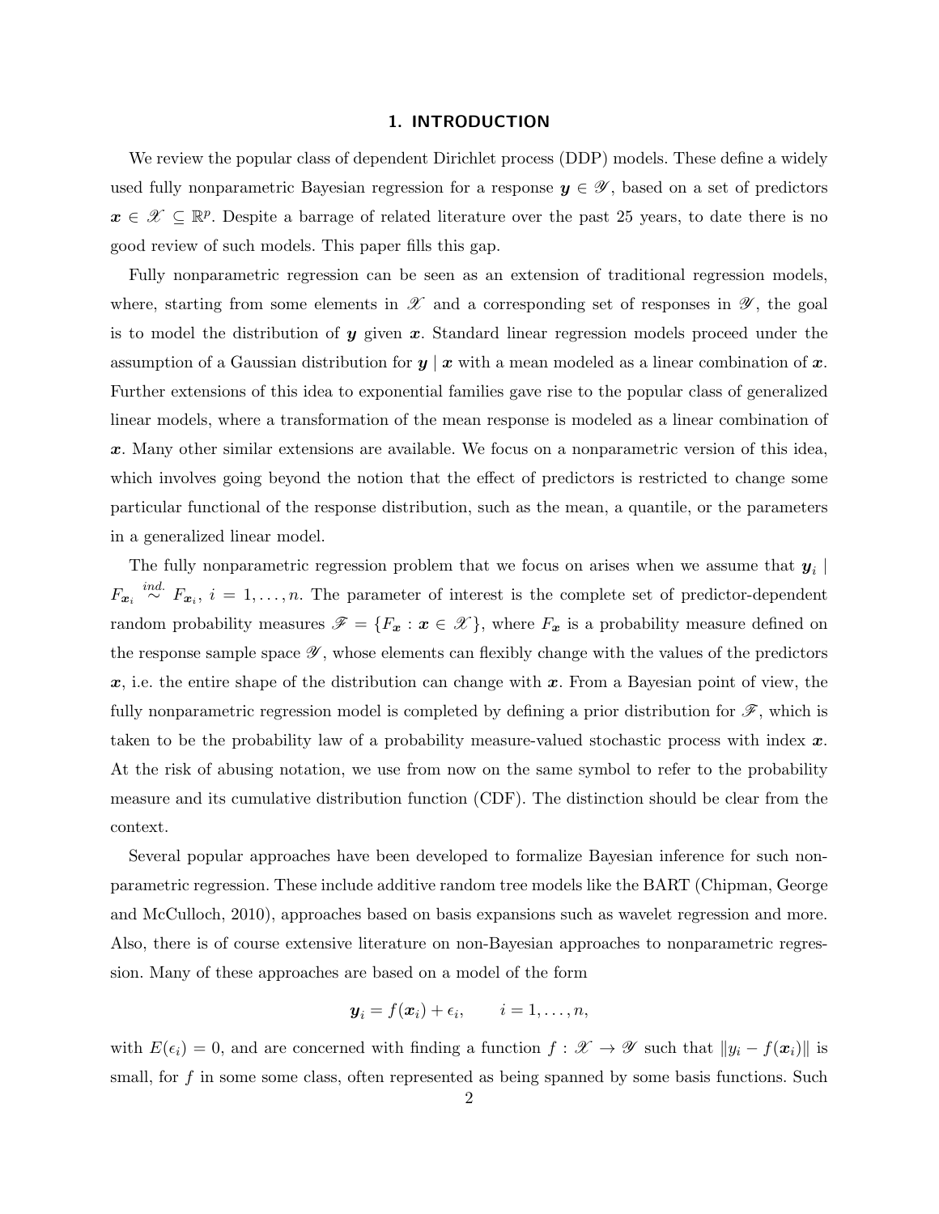# 1. INTRODUCTION

We review the popular class of dependent Dirichlet process (DDP) models. These define a widely used fully nonparametric Bayesian regression for a response $\boldsymbol{y} \in \mathscr{Y}$, based on a set of predictors $\boldsymbol{x} \in \mathscr{X} \subseteq \mathbb{R}^p$. Despite a barrage of related literature over the past 25 years, to date there is no good review of such models. This paper fills this gap.

Fully nonparametric regression can be seen as an extension of traditional regression models, where, starting from some elements in $\mathscr{X}$ and a corresponding set of responses in $\mathscr{Y}$, the goal is to model the distribution of $\boldsymbol{y}$ given $\boldsymbol{x}$. Standard linear regression models proceed under the assumption of a Gaussian distribution for $\boldsymbol{y} \mid \boldsymbol{x}$ with a mean modeled as a linear combination of $\boldsymbol{x}$. Further extensions of this idea to exponential families gave rise to the popular class of generalized linear models, where a transformation of the mean response is modeled as a linear combination of $\boldsymbol{x}$. Many other similar extensions are available. We focus on a nonparametric version of this idea, which involves going beyond the notion that the effect of predictors is restricted to change some particular functional of the response distribution, such as the mean, a quantile, or the parameters in a generalized linear model.

The fully nonparametric regression problem that we focus on arises when we assume that $\boldsymbol{y}_i \mid F_{\boldsymbol{x}_i} \overset{ind.}{\sim} F_{\boldsymbol{x}_i}$, $i = 1, \ldots, n$. The parameter of interest is the complete set of predictor-dependent random probability measures $\mathscr{F} = \{F_{\boldsymbol{x}} : \boldsymbol{x} \in \mathscr{X}\}$, where $F_{\boldsymbol{x}}$ is a probability measure defined on the response sample space $\mathscr{Y}$, whose elements can flexibly change with the values of the predictors $\boldsymbol{x}$, i.e. the entire shape of the distribution can change with $\boldsymbol{x}$. From a Bayesian point of view, the fully nonparametric regression model is completed by defining a prior distribution for $\mathscr{F}$, which is taken to be the probability law of a probability measure-valued stochastic process with index $\boldsymbol{x}$. At the risk of abusing notation, we use from now on the same symbol to refer to the probability measure and its cumulative distribution function (CDF). The distinction should be clear from the context.

Several popular approaches have been developed to formalize Bayesian inference for such nonparametric regression. These include additive random tree models like the BART (Chipman, George and McCulloch, 2010), approaches based on basis expansions such as wavelet regression and more. Also, there is of course extensive literature on non-Bayesian approaches to nonparametric regression. Many of these approaches are based on a model of the form

$$\boldsymbol{y}_i = f(\boldsymbol{x}_i) + \epsilon_i, \qquad i = 1, \ldots, n,$$

with $E(\epsilon_i) = 0$, and are concerned with finding a function $f : \mathscr{X} \to \mathscr{Y}$ such that $\|y_i - f(\boldsymbol{x}_i)\|$ is small, for $f$ in some some class, often represented as being spanned by some basis functions. Such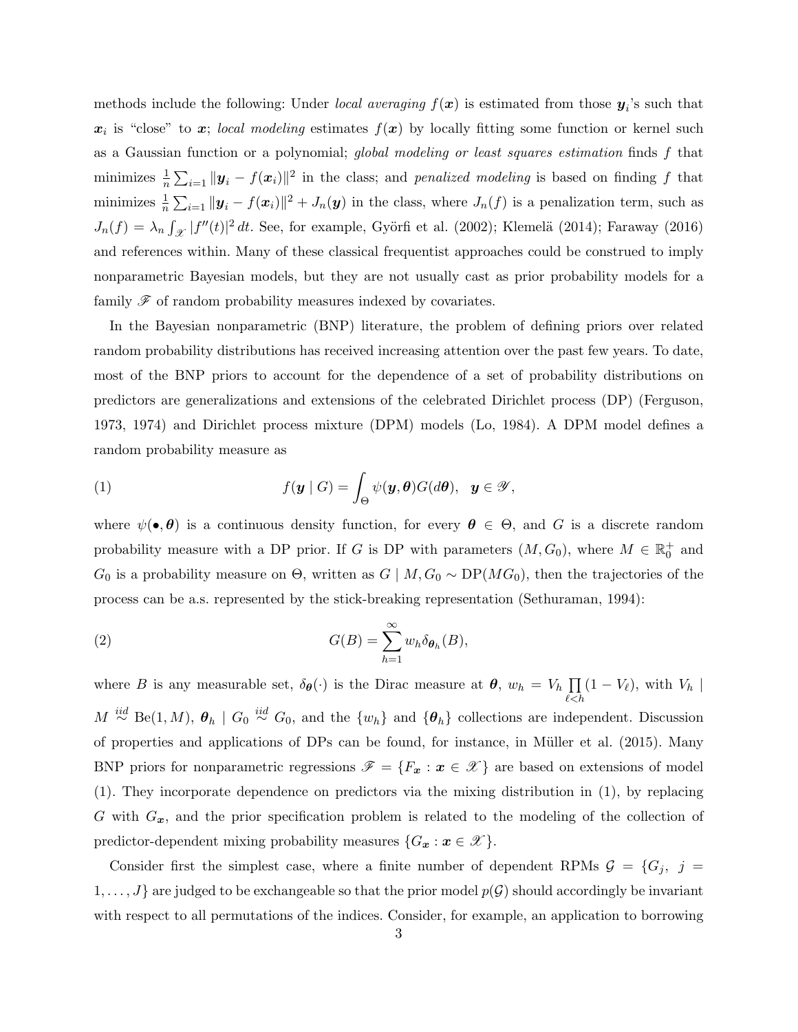methods include the following: Under *local averaging* $f(\boldsymbol{x})$ is estimated from those $\boldsymbol{y}_i$'s such that $\boldsymbol{x}_i$ is "close" to $\boldsymbol{x}$; *local modeling* estimates $f(\boldsymbol{x})$ by locally fitting some function or kernel such as a Gaussian function or a polynomial; *global modeling or least squares estimation* finds $f$ that minimizes $\frac{1}{n}\sum_{i=1} \|\boldsymbol{y}_i - f(\boldsymbol{x}_i)\|^2$ in the class; and *penalized modeling* is based on finding $f$ that minimizes $\frac{1}{n}\sum_{i=1} \|\boldsymbol{y}_i - f(\boldsymbol{x}_i)\|^2 + J_n(\boldsymbol{y})$ in the class, where $J_n(f)$ is a penalization term, such as $J_n(f) = \lambda_n \int_{\mathscr{X}} |f''(t)|^2 \, dt$. See, for example, Györfi et al. (2002); Klemelä (2014); Faraway (2016) and references within. Many of these classical frequentist approaches could be construed to imply nonparametric Bayesian models, but they are not usually cast as prior probability models for a family $\mathscr{F}$ of random probability measures indexed by covariates.

In the Bayesian nonparametric (BNP) literature, the problem of defining priors over related random probability distributions has received increasing attention over the past few years. To date, most of the BNP priors to account for the dependence of a set of probability distributions on predictors are generalizations and extensions of the celebrated Dirichlet process (DP) (Ferguson, 1973, 1974) and Dirichlet process mixture (DPM) models (Lo, 1984). A DPM model defines a random probability measure as

$$f(\boldsymbol{y} \mid G) = \int_{\Theta} \psi(\boldsymbol{y}, \boldsymbol{\theta}) G(d\boldsymbol{\theta}), \quad \boldsymbol{y} \in \mathscr{Y}, \tag{1}$$

where $\psi(\bullet, \boldsymbol{\theta})$ is a continuous density function, for every $\boldsymbol{\theta} \in \Theta$, and $G$ is a discrete random probability measure with a DP prior. If $G$ is DP with parameters $(M, G_0)$, where $M \in \mathbb{R}_0^+$ and $G_0$ is a probability measure on $\Theta$, written as $G \mid M, G_0 \sim \mathrm{DP}(MG_0)$, then the trajectories of the process can be a.s. represented by the stick-breaking representation (Sethuraman, 1994):

$$G(B) = \sum_{h=1}^{\infty} w_h \delta_{\boldsymbol{\theta}_h}(B), \tag{2}$$

where $B$ is any measurable set, $\delta_{\boldsymbol{\theta}}(\cdot)$ is the Dirac measure at $\boldsymbol{\theta}$, $w_h = V_h \prod_{\ell < h} (1 - V_\ell)$, with $V_h \mid M \overset{iid}{\sim} \mathrm{Be}(1, M)$, $\boldsymbol{\theta}_h \mid G_0 \overset{iid}{\sim} G_0$, and the $\{w_h\}$ and $\{\boldsymbol{\theta}_h\}$ collections are independent. Discussion of properties and applications of DPs can be found, for instance, in Müller et al. (2015). Many BNP priors for nonparametric regressions $\mathscr{F} = \{F_{\boldsymbol{x}} : \boldsymbol{x} \in \mathscr{X}\}$ are based on extensions of model (1). They incorporate dependence on predictors via the mixing distribution in (1), by replacing $G$ with $G_{\boldsymbol{x}}$, and the prior specification problem is related to the modeling of the collection of predictor-dependent mixing probability measures $\{G_{\boldsymbol{x}} : \boldsymbol{x} \in \mathscr{X}\}$.

Consider first the simplest case, where a finite number of dependent RPMs $\mathcal{G} = \{G_j, \ j = 1, \ldots, J\}$ are judged to be exchangeable so that the prior model $p(\mathcal{G})$ should accordingly be invariant with respect to all permutations of the indices. Consider, for example, an application to borrowing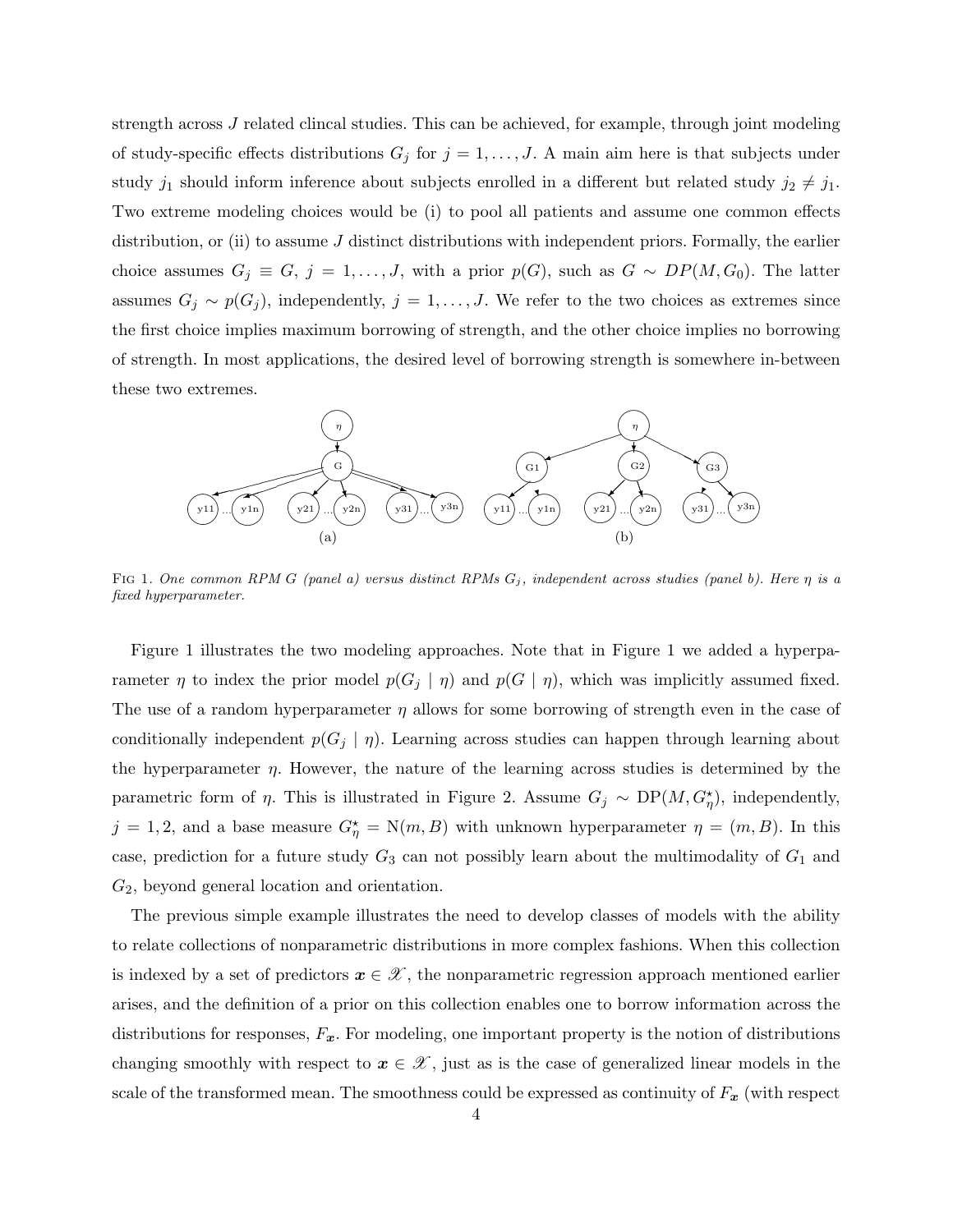strength across $J$ related clincal studies. This can be achieved, for example, through joint modeling of study-specific effects distributions $G_j$ for $j = 1, \ldots, J$. A main aim here is that subjects under study $j_1$ should inform inference about subjects enrolled in a different but related study $j_2 \neq j_1$. Two extreme modeling choices would be (i) to pool all patients and assume one common effects distribution, or (ii) to assume $J$ distinct distributions with independent priors. Formally, the earlier choice assumes $G_j \equiv G$, $j = 1, \ldots, J$, with a prior $p(G)$, such as $G \sim DP(M, G_0)$. The latter assumes $G_j \sim p(G_j)$, independently, $j = 1, \ldots, J$. We refer to the two choices as extremes since the first choice implies maximum borrowing of strength, and the other choice implies no borrowing of strength. In most applications, the desired level of borrowing strength is somewhere in-between these two extremes.

FIG 1. *One common RPM $G$ (panel a) versus distinct RPMs $G_j$, independent across studies (panel b). Here $\eta$ is a fixed hyperparameter.*

Figure 1 illustrates the two modeling approaches. Note that in Figure 1 we added a hyperparameter $\eta$ to index the prior model $p(G_j \mid \eta)$ and $p(G \mid \eta)$, which was implicitly assumed fixed. The use of a random hyperparameter $\eta$ allows for some borrowing of strength even in the case of conditionally independent $p(G_j \mid \eta)$. Learning across studies can happen through learning about the hyperparameter $\eta$. However, the nature of the learning across studies is determined by the parametric form of $\eta$. This is illustrated in Figure 2. Assume $G_j \sim \text{DP}(M, G^{\star}_{\eta})$, independently, $j = 1, 2$, and a base measure $G^{\star}_{\eta} = \text{N}(m, B)$ with unknown hyperparameter $\eta = (m, B)$. In this case, prediction for a future study $G_3$ can not possibly learn about the multimodality of $G_1$ and $G_2$, beyond general location and orientation.

The previous simple example illustrates the need to develop classes of models with the ability to relate collections of nonparametric distributions in more complex fashions. When this collection is indexed by a set of predictors $\boldsymbol{x} \in \mathscr{X}$, the nonparametric regression approach mentioned earlier arises, and the definition of a prior on this collection enables one to borrow information across the distributions for responses, $F_{\boldsymbol{x}}$. For modeling, one important property is the notion of distributions changing smoothly with respect to $\boldsymbol{x} \in \mathscr{X}$, just as is the case of generalized linear models in the scale of the transformed mean. The smoothness could be expressed as continuity of $F_{\boldsymbol{x}}$ (with respect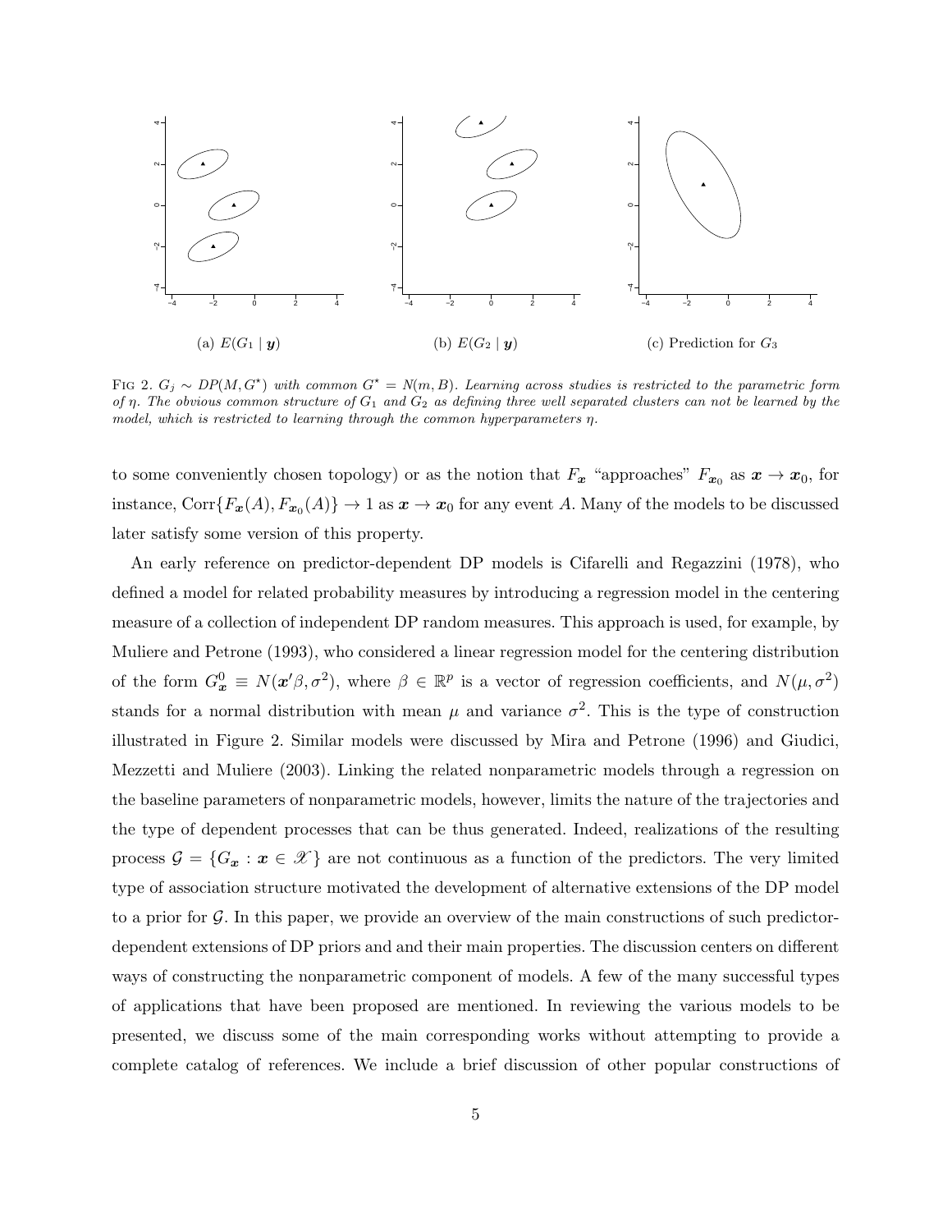(a) $E(G_1 \mid \boldsymbol{y})$

(b) $E(G_2 \mid \boldsymbol{y})$

(c) Prediction for $G_3$

FIG 2. $G_j \sim DP(M, G^\star)$ *with common* $G^\star = N(m, B)$. *Learning across studies is restricted to the parametric form of* $\eta$. *The obvious common structure of* $G_1$ *and* $G_2$ *as defining three well separated clusters can not be learned by the model, which is restricted to learning through the common hyperparameters* $\eta$.

to some conveniently chosen topology) or as the notion that $F_{\boldsymbol{x}}$ "approaches" $F_{\boldsymbol{x}_0}$ as $\boldsymbol{x} \to \boldsymbol{x}_0$, for instance, $\text{Corr}\{F_{\boldsymbol{x}}(A), F_{\boldsymbol{x}_0}(A)\} \to 1$ as $\boldsymbol{x} \to \boldsymbol{x}_0$ for any event $A$. Many of the models to be discussed later satisfy some version of this property.

An early reference on predictor-dependent DP models is Cifarelli and Regazzini (1978), who defined a model for related probability measures by introducing a regression model in the centering measure of a collection of independent DP random measures. This approach is used, for example, by Muliere and Petrone (1993), who considered a linear regression model for the centering distribution of the form $G^0_{\boldsymbol{x}} \equiv N(\boldsymbol{x}'\beta, \sigma^2)$, where $\beta \in \mathbb{R}^p$ is a vector of regression coefficients, and $N(\mu, \sigma^2)$ stands for a normal distribution with mean $\mu$ and variance $\sigma^2$. This is the type of construction illustrated in Figure 2. Similar models were discussed by Mira and Petrone (1996) and Giudici, Mezzetti and Muliere (2003). Linking the related nonparametric models through a regression on the baseline parameters of nonparametric models, however, limits the nature of the trajectories and the type of dependent processes that can be thus generated. Indeed, realizations of the resulting process $\mathcal{G} = \{G_{\boldsymbol{x}} : \boldsymbol{x} \in \mathscr{X}\}$ are not continuous as a function of the predictors. The very limited type of association structure motivated the development of alternative extensions of the DP model to a prior for $\mathcal{G}$. In this paper, we provide an overview of the main constructions of such predictor-dependent extensions of DP priors and and their main properties. The discussion centers on different ways of constructing the nonparametric component of models. A few of the many successful types of applications that have been proposed are mentioned. In reviewing the various models to be presented, we discuss some of the main corresponding works without attempting to provide a complete catalog of references. We include a brief discussion of other popular constructions of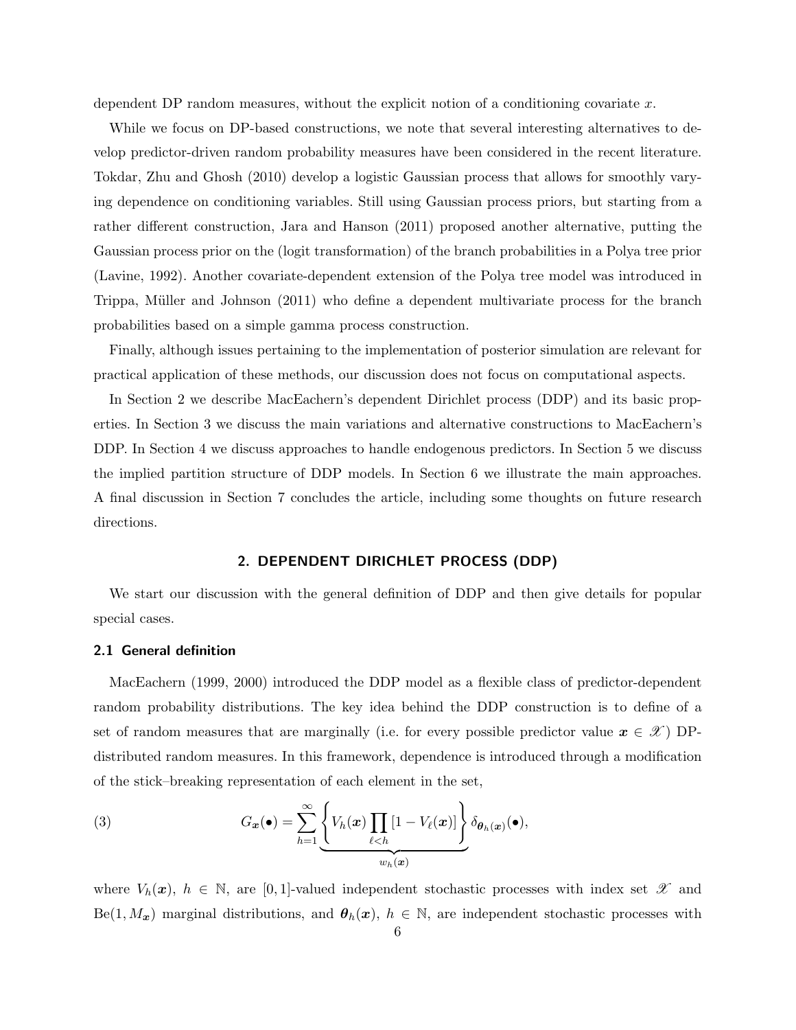dependent DP random measures, without the explicit notion of a conditioning covariate $x$.

While we focus on DP-based constructions, we note that several interesting alternatives to develop predictor-driven random probability measures have been considered in the recent literature. Tokdar, Zhu and Ghosh (2010) develop a logistic Gaussian process that allows for smoothly varying dependence on conditioning variables. Still using Gaussian process priors, but starting from a rather different construction, Jara and Hanson (2011) proposed another alternative, putting the Gaussian process prior on the (logit transformation) of the branch probabilities in a Polya tree prior (Lavine, 1992). Another covariate-dependent extension of the Polya tree model was introduced in Trippa, Müller and Johnson (2011) who define a dependent multivariate process for the branch probabilities based on a simple gamma process construction.

Finally, although issues pertaining to the implementation of posterior simulation are relevant for practical application of these methods, our discussion does not focus on computational aspects.

In Section 2 we describe MacEachern's dependent Dirichlet process (DDP) and its basic properties. In Section 3 we discuss the main variations and alternative constructions to MacEachern's DDP. In Section 4 we discuss approaches to handle endogenous predictors. In Section 5 we discuss the implied partition structure of DDP models. In Section 6 we illustrate the main approaches. A final discussion in Section 7 concludes the article, including some thoughts on future research directions.

## 2. DEPENDENT DIRICHLET PROCESS (DDP)

We start our discussion with the general definition of DDP and then give details for popular special cases.

### 2.1 General definition

MacEachern (1999, 2000) introduced the DDP model as a flexible class of predictor-dependent random probability distributions. The key idea behind the DDP construction is to define of a set of random measures that are marginally (i.e. for every possible predictor value $\boldsymbol{x} \in \mathscr{X}$) DP-distributed random measures. In this framework, dependence is introduced through a modification of the stick–breaking representation of each element in the set,

$$G_{\boldsymbol{x}}(\bullet) = \sum_{h=1}^{\infty} \underbrace{\left\{ V_h(\boldsymbol{x}) \prod_{\ell<h} [1 - V_\ell(\boldsymbol{x})] \right\}}_{w_h(\boldsymbol{x})} \delta_{\boldsymbol{\theta}_h(\boldsymbol{x})}(\bullet), \tag{3}$$

where $V_h(\boldsymbol{x})$, $h \in \mathbb{N}$, are $[0,1]$-valued independent stochastic processes with index set $\mathscr{X}$ and $\text{Be}(1, M_{\boldsymbol{x}})$ marginal distributions, and $\boldsymbol{\theta}_h(\boldsymbol{x})$, $h \in \mathbb{N}$, are independent stochastic processes with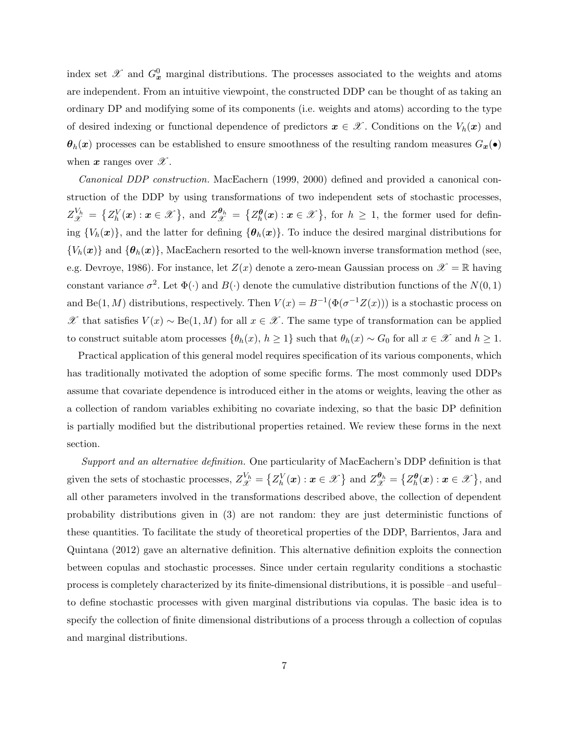index set $\mathscr{X}$ and $G_{\boldsymbol{x}}^0$ marginal distributions. The processes associated to the weights and atoms are independent. From an intuitive viewpoint, the constructed DDP can be thought of as taking an ordinary DP and modifying some of its components (i.e. weights and atoms) according to the type of desired indexing or functional dependence of predictors $\boldsymbol{x} \in \mathscr{X}$. Conditions on the $V_h(\boldsymbol{x})$ and $\boldsymbol{\theta}_h(\boldsymbol{x})$ processes can be established to ensure smoothness of the resulting random measures $G_{\boldsymbol{x}}(\bullet)$ when $\boldsymbol{x}$ ranges over $\mathscr{X}$.

*Canonical DDP construction.* MacEachern (1999, 2000) defined and provided a canonical construction of the DDP by using transformations of two independent sets of stochastic processes, $Z_{\mathscr{X}}^{V_h} = \left\{ Z_h^V(\boldsymbol{x}) : \boldsymbol{x} \in \mathscr{X} \right\}$, and $Z_{\mathscr{X}}^{\boldsymbol{\theta}_h} = \left\{ Z_h^{\boldsymbol{\theta}}(\boldsymbol{x}) : \boldsymbol{x} \in \mathscr{X} \right\}$, for $h \geq 1$, the former used for defining $\{V_h(\boldsymbol{x})\}$, and the latter for defining $\{\boldsymbol{\theta}_h(\boldsymbol{x})\}$. To induce the desired marginal distributions for $\{V_h(\boldsymbol{x})\}$ and $\{\boldsymbol{\theta}_h(\boldsymbol{x})\}$, MacEachern resorted to the well-known inverse transformation method (see, e.g. Devroye, 1986). For instance, let $Z(x)$ denote a zero-mean Gaussian process on $\mathscr{X} = \mathbb{R}$ having constant variance $\sigma^2$. Let $\Phi(\cdot)$ and $B(\cdot)$ denote the cumulative distribution functions of the $N(0,1)$ and $\text{Be}(1, M)$ distributions, respectively. Then $V(x) = B^{-1}(\Phi(\sigma^{-1}Z(x)))$ is a stochastic process on $\mathscr{X}$ that satisfies $V(x) \sim \text{Be}(1, M)$ for all $x \in \mathscr{X}$. The same type of transformation can be applied to construct suitable atom processes $\{\theta_h(x),\, h \geq 1\}$ such that $\theta_h(x) \sim G_0$ for all $x \in \mathscr{X}$ and $h \geq 1$.

Practical application of this general model requires specification of its various components, which has traditionally motivated the adoption of some specific forms. The most commonly used DDPs assume that covariate dependence is introduced either in the atoms or weights, leaving the other as a collection of random variables exhibiting no covariate indexing, so that the basic DP definition is partially modified but the distributional properties retained. We review these forms in the next section.

*Support and an alternative definition.* One particularity of MacEachern's DDP definition is that given the sets of stochastic processes, $Z_{\mathscr{X}}^{V_h} = \left\{ Z_h^V(\boldsymbol{x}) : \boldsymbol{x} \in \mathscr{X} \right\}$ and $Z_{\mathscr{X}}^{\boldsymbol{\theta}_h} = \left\{ Z_h^{\boldsymbol{\theta}}(\boldsymbol{x}) : \boldsymbol{x} \in \mathscr{X} \right\}$, and all other parameters involved in the transformations described above, the collection of dependent probability distributions given in (3) are not random: they are just deterministic functions of these quantities. To facilitate the study of theoretical properties of the DDP, Barrientos, Jara and Quintana (2012) gave an alternative definition. This alternative definition exploits the connection between copulas and stochastic processes. Since under certain regularity conditions a stochastic process is completely characterized by its finite-dimensional distributions, it is possible –and useful– to define stochastic processes with given marginal distributions via copulas. The basic idea is to specify the collection of finite dimensional distributions of a process through a collection of copulas and marginal distributions.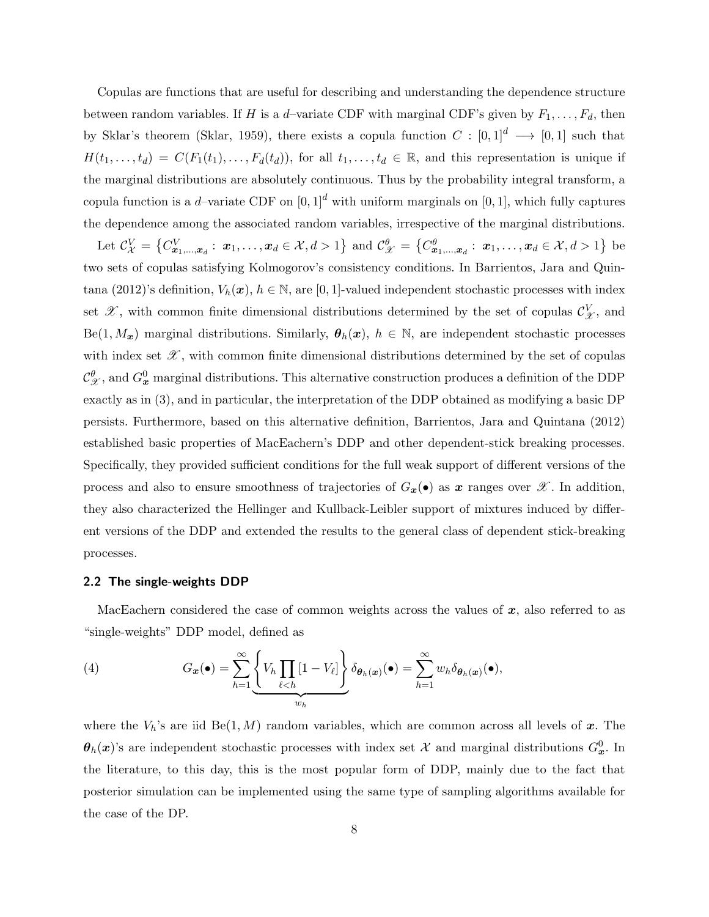Copulas are functions that are useful for describing and understanding the dependence structure between random variables. If $H$ is a $d$–variate CDF with marginal CDF's given by $F_1, \ldots, F_d$, then by Sklar's theorem (Sklar, 1959), there exists a copula function $C : [0,1]^d \longrightarrow [0,1]$ such that $H(t_1, \ldots, t_d) = C(F_1(t_1), \ldots, F_d(t_d))$, for all $t_1, \ldots, t_d \in \mathbb{R}$, and this representation is unique if the marginal distributions are absolutely continuous. Thus by the probability integral transform, a copula function is a $d$–variate CDF on $[0,1]^d$ with uniform marginals on $[0,1]$, which fully captures the dependence among the associated random variables, irrespective of the marginal distributions.

Let $\mathcal{C}_{\mathcal{X}}^{V} = \left\{C_{\boldsymbol{x}_1,\ldots,\boldsymbol{x}_d}^{V} : \boldsymbol{x}_1, \ldots, \boldsymbol{x}_d \in \mathcal{X}, d > 1\right\}$ and $\mathcal{C}_{\mathscr{X}}^{\theta} = \left\{C_{\boldsymbol{x}_1,\ldots,\boldsymbol{x}_d}^{\theta} : \boldsymbol{x}_1, \ldots, \boldsymbol{x}_d \in \mathcal{X}, d > 1\right\}$ be two sets of copulas satisfying Kolmogorov's consistency conditions. In Barrientos, Jara and Quintana (2012)'s definition, $V_h(\boldsymbol{x})$, $h \in \mathbb{N}$, are $[0,1]$-valued independent stochastic processes with index set $\mathscr{X}$, with common finite dimensional distributions determined by the set of copulas $\mathcal{C}_{\mathscr{X}}^{V}$, and $\text{Be}(1, M_{\boldsymbol{x}})$ marginal distributions. Similarly, $\boldsymbol{\theta}_h(\boldsymbol{x})$, $h \in \mathbb{N}$, are independent stochastic processes with index set $\mathscr{X}$, with common finite dimensional distributions determined by the set of copulas $\mathcal{C}_{\mathscr{X}}^{\theta}$, and $G_{\boldsymbol{x}}^{0}$ marginal distributions. This alternative construction produces a definition of the DDP exactly as in (3), and in particular, the interpretation of the DDP obtained as modifying a basic DP persists. Furthermore, based on this alternative definition, Barrientos, Jara and Quintana (2012) established basic properties of MacEachern's DDP and other dependent-stick breaking processes. Specifically, they provided sufficient conditions for the full weak support of different versions of the process and also to ensure smoothness of trajectories of $G_{\boldsymbol{x}}(\bullet)$ as $\boldsymbol{x}$ ranges over $\mathscr{X}$. In addition, they also characterized the Hellinger and Kullback-Leibler support of mixtures induced by different versions of the DDP and extended the results to the general class of dependent stick-breaking processes.

### 2.2 The single-weights DDP

MacEachern considered the case of common weights across the values of $\boldsymbol{x}$, also referred to as "single-weights" DDP model, defined as

$$G_{\boldsymbol{x}}(\bullet) = \sum_{h=1}^{\infty} \underbrace{\left\{ V_h \prod_{\ell < h} [1 - V_\ell] \right\}}_{w_h} \delta_{\boldsymbol{\theta}_h(\boldsymbol{x})}(\bullet) = \sum_{h=1}^{\infty} w_h \delta_{\boldsymbol{\theta}_h(\boldsymbol{x})}(\bullet), \tag{4}$$

where the $V_h$'s are iid $\text{Be}(1, M)$ random variables, which are common across all levels of $\boldsymbol{x}$. The $\boldsymbol{\theta}_h(\boldsymbol{x})$'s are independent stochastic processes with index set $\mathcal{X}$ and marginal distributions $G_{\boldsymbol{x}}^{0}$. In the literature, to this day, this is the most popular form of DDP, mainly due to the fact that posterior simulation can be implemented using the same type of sampling algorithms available for the case of the DP.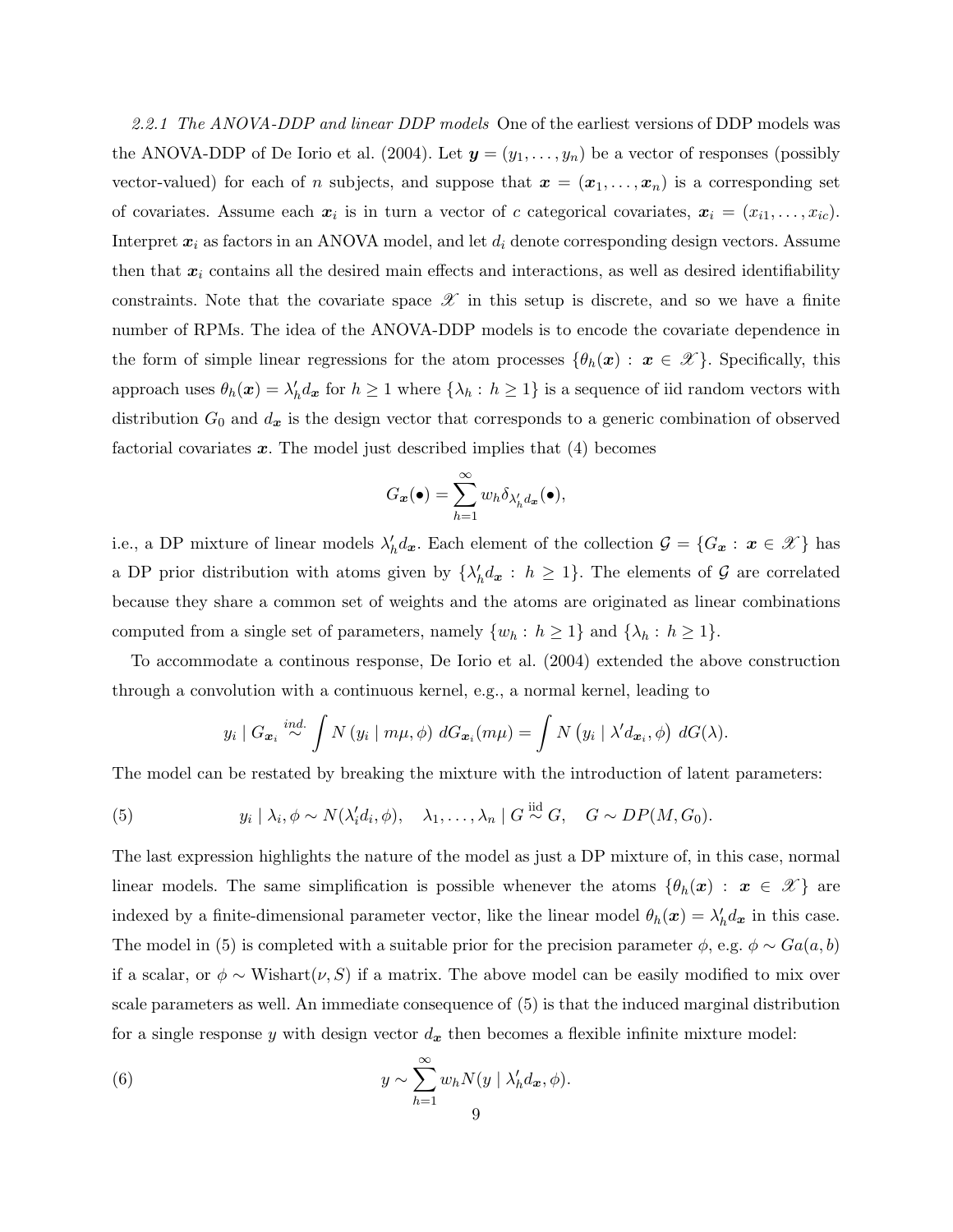*2.2.1 The ANOVA-DDP and linear DDP models* One of the earliest versions of DDP models was the ANOVA-DDP of De Iorio et al. (2004). Let $\boldsymbol{y} = (y_1, \ldots, y_n)$ be a vector of responses (possibly vector-valued) for each of $n$ subjects, and suppose that $\boldsymbol{x} = (\boldsymbol{x}_1, \ldots, \boldsymbol{x}_n)$ is a corresponding set of covariates. Assume each $\boldsymbol{x}_i$ is in turn a vector of $c$ categorical covariates, $\boldsymbol{x}_i = (x_{i1}, \ldots, x_{ic})$. Interpret $\boldsymbol{x}_i$ as factors in an ANOVA model, and let $d_i$ denote corresponding design vectors. Assume then that $\boldsymbol{x}_i$ contains all the desired main effects and interactions, as well as desired identifiability constraints. Note that the covariate space $\mathscr{X}$ in this setup is discrete, and so we have a finite number of RPMs. The idea of the ANOVA-DDP models is to encode the covariate dependence in the form of simple linear regressions for the atom processes $\{\theta_h(\boldsymbol{x}) : \boldsymbol{x} \in \mathscr{X}\}$. Specifically, this approach uses $\theta_h(\boldsymbol{x}) = \lambda_h' d_{\boldsymbol{x}}$ for $h \geq 1$ where $\{\lambda_h : h \geq 1\}$ is a sequence of iid random vectors with distribution $G_0$ and $d_{\boldsymbol{x}}$ is the design vector that corresponds to a generic combination of observed factorial covariates $\boldsymbol{x}$. The model just described implies that (4) becomes

$$G_{\boldsymbol{x}}(\bullet) = \sum_{h=1}^{\infty} w_h \delta_{\lambda_h' d_{\boldsymbol{x}}}(\bullet),$$

i.e., a DP mixture of linear models $\lambda_h' d_{\boldsymbol{x}}$. Each element of the collection $\mathcal{G} = \{G_{\boldsymbol{x}} : \boldsymbol{x} \in \mathscr{X}\}$ has a DP prior distribution with atoms given by $\{\lambda_h' d_{\boldsymbol{x}} : h \geq 1\}$. The elements of $\mathcal{G}$ are correlated because they share a common set of weights and the atoms are originated as linear combinations computed from a single set of parameters, namely $\{w_h : h \geq 1\}$ and $\{\lambda_h : h \geq 1\}$.

To accommodate a continous response, De Iorio et al. (2004) extended the above construction through a convolution with a continuous kernel, e.g., a normal kernel, leading to

$$y_i \mid G_{\boldsymbol{x}_i} \overset{ind.}{\sim} \int N\left(y_i \mid m\mu, \phi\right)\, dG_{\boldsymbol{x}_i}(m\mu) = \int N\left(y_i \mid \lambda' d_{\boldsymbol{x}_i}, \phi\right)\, dG(\lambda).$$

The model can be restated by breaking the mixture with the introduction of latent parameters:

$$y_i \mid \lambda_i, \phi \sim N(\lambda_i' d_i, \phi), \quad \lambda_1, \ldots, \lambda_n \mid G \overset{\text{iid}}{\sim} G, \quad G \sim DP(M, G_0). \tag{5}$$

The last expression highlights the nature of the model as just a DP mixture of, in this case, normal linear models. The same simplification is possible whenever the atoms $\{\theta_h(\boldsymbol{x}) : \boldsymbol{x} \in \mathscr{X}\}$ are indexed by a finite-dimensional parameter vector, like the linear model $\theta_h(\boldsymbol{x}) = \lambda_h' d_{\boldsymbol{x}}$ in this case. The model in (5) is completed with a suitable prior for the precision parameter $\phi$, e.g. $\phi \sim Ga(a, b)$ if a scalar, or $\phi \sim \text{Wishart}(\nu, S)$ if a matrix. The above model can be easily modified to mix over scale parameters as well. An immediate consequence of (5) is that the induced marginal distribution for a single response $y$ with design vector $d_{\boldsymbol{x}}$ then becomes a flexible infinite mixture model:

$$y \sim \sum_{h=1}^{\infty} w_h N(y \mid \lambda_h' d_{\boldsymbol{x}}, \phi). \tag{6}$$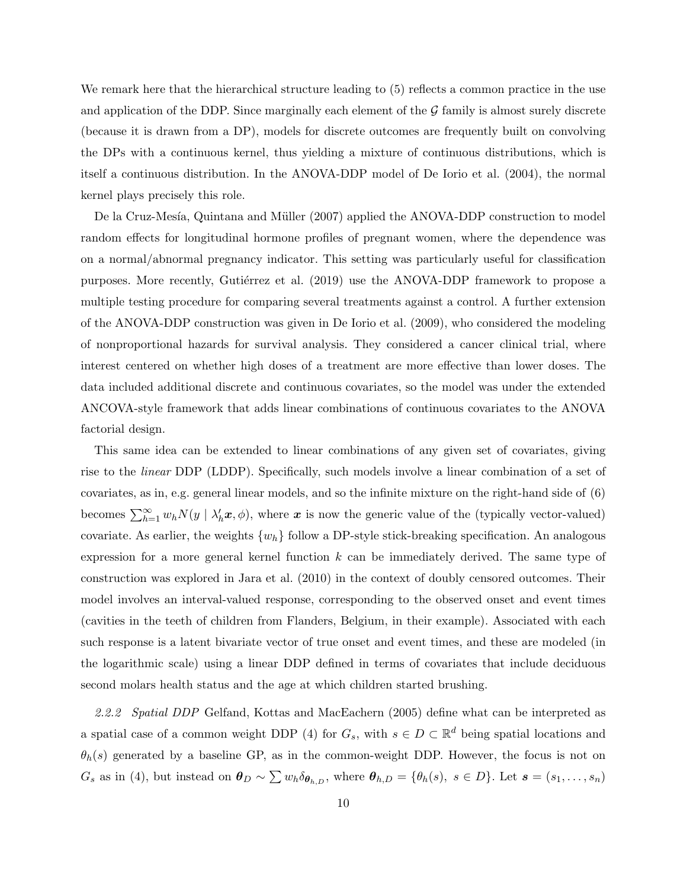We remark here that the hierarchical structure leading to (5) reflects a common practice in the use and application of the DDP. Since marginally each element of the $\mathcal{G}$ family is almost surely discrete (because it is drawn from a DP), models for discrete outcomes are frequently built on convolving the DPs with a continuous kernel, thus yielding a mixture of continuous distributions, which is itself a continuous distribution. In the ANOVA-DDP model of De Iorio et al. (2004), the normal kernel plays precisely this role.

De la Cruz-Mesía, Quintana and Müller (2007) applied the ANOVA-DDP construction to model random effects for longitudinal hormone profiles of pregnant women, where the dependence was on a normal/abnormal pregnancy indicator. This setting was particularly useful for classification purposes. More recently, Gutiérrez et al. (2019) use the ANOVA-DDP framework to propose a multiple testing procedure for comparing several treatments against a control. A further extension of the ANOVA-DDP construction was given in De Iorio et al. (2009), who considered the modeling of nonproportional hazards for survival analysis. They considered a cancer clinical trial, where interest centered on whether high doses of a treatment are more effective than lower doses. The data included additional discrete and continuous covariates, so the model was under the extended ANCOVA-style framework that adds linear combinations of continuous covariates to the ANOVA factorial design.

This same idea can be extended to linear combinations of any given set of covariates, giving rise to the *linear* DDP (LDDP). Specifically, such models involve a linear combination of a set of covariates, as in, e.g. general linear models, and so the infinite mixture on the right-hand side of (6) becomes $\sum_{h=1}^{\infty} w_h N(y \mid \lambda_h' \boldsymbol{x}, \phi)$, where $\boldsymbol{x}$ is now the generic value of the (typically vector-valued) covariate. As earlier, the weights $\{w_h\}$ follow a DP-style stick-breaking specification. An analogous expression for a more general kernel function $k$ can be immediately derived. The same type of construction was explored in Jara et al. (2010) in the context of doubly censored outcomes. Their model involves an interval-valued response, corresponding to the observed onset and event times (cavities in the teeth of children from Flanders, Belgium, in their example). Associated with each such response is a latent bivariate vector of true onset and event times, and these are modeled (in the logarithmic scale) using a linear DDP defined in terms of covariates that include deciduous second molars health status and the age at which children started brushing.

*2.2.2 Spatial DDP* Gelfand, Kottas and MacEachern (2005) define what can be interpreted as a spatial case of a common weight DDP (4) for $G_s$, with $s \in D \subset \mathbb{R}^d$ being spatial locations and $\theta_h(s)$ generated by a baseline GP, as in the common-weight DDP. However, the focus is not on $G_s$ as in (4), but instead on $\boldsymbol{\theta}_D \sim \sum w_h \delta_{\boldsymbol{\theta}_{h,D}}$, where $\boldsymbol{\theta}_{h,D} = \{\theta_h(s),\ s \in D\}$. Let $\boldsymbol{s} = (s_1, \ldots, s_n)$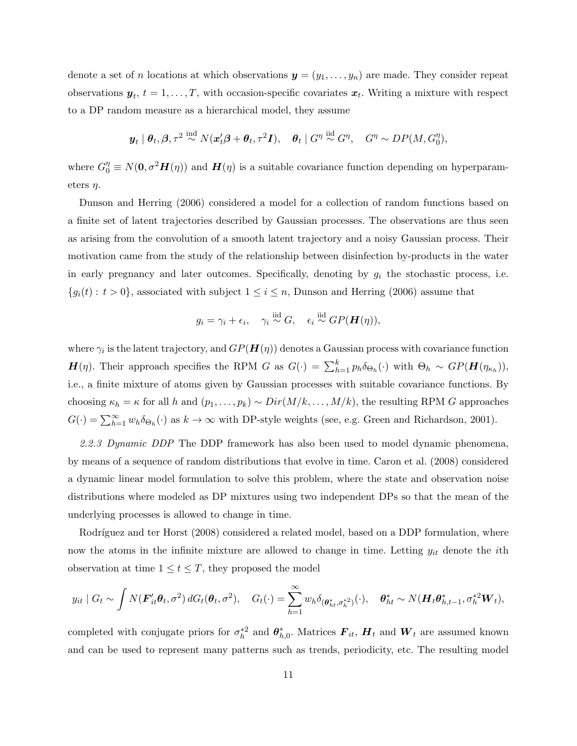denote a set of $n$ locations at which observations $\boldsymbol{y} = (y_1, \ldots, y_n)$ are made. They consider repeat observations $\boldsymbol{y}_t$, $t = 1, \ldots, T$, with occasion-specific covariates $\boldsymbol{x}_t$. Writing a mixture with respect to a DP random measure as a hierarchical model, they assume

$$\boldsymbol{y}_t \mid \boldsymbol{\theta}_t, \boldsymbol{\beta}, \tau^2 \overset{\text{ind}}{\sim} N(\boldsymbol{x}_t'\boldsymbol{\beta} + \boldsymbol{\theta}_t, \tau^2 \boldsymbol{I}), \quad \boldsymbol{\theta}_t \mid G^\eta \overset{\text{iid}}{\sim} G^\eta, \quad G^\eta \sim DP(M, G_0^\eta),$$

where $G_0^\eta \equiv N(\boldsymbol{0}, \sigma^2 \boldsymbol{H}(\eta))$ and $\boldsymbol{H}(\eta)$ is a suitable covariance function depending on hyperparameters $\eta$.

Dunson and Herring (2006) considered a model for a collection of random functions based on a finite set of latent trajectories described by Gaussian processes. The observations are thus seen as arising from the convolution of a smooth latent trajectory and a noisy Gaussian process. Their motivation came from the study of the relationship between disinfection by-products in the water in early pregnancy and later outcomes. Specifically, denoting by $g_i$ the stochastic process, i.e. $\{g_i(t) : t > 0\}$, associated with subject $1 \leq i \leq n$, Dunson and Herring (2006) assume that

$$g_i = \gamma_i + \epsilon_i, \quad \gamma_i \overset{\text{iid}}{\sim} G, \quad \epsilon_i \overset{\text{iid}}{\sim} GP(\boldsymbol{H}(\eta)),$$

where $\gamma_i$ is the latent trajectory, and $GP(\boldsymbol{H}(\eta))$ denotes a Gaussian process with covariance function $\boldsymbol{H}(\eta)$. Their approach specifies the RPM $G$ as $G(\cdot) = \sum_{h=1}^{k} p_h \delta_{\Theta_h}(\cdot)$ with $\Theta_h \sim GP(\boldsymbol{H}(\eta_{\kappa_h}))$, i.e., a finite mixture of atoms given by Gaussian processes with suitable covariance functions. By choosing $\kappa_h = \kappa$ for all $h$ and $(p_1, \ldots, p_k) \sim Dir(M/k, \ldots, M/k)$, the resulting RPM $G$ approaches $G(\cdot) = \sum_{h=1}^{\infty} w_h \delta_{\Theta_h}(\cdot)$ as $k \to \infty$ with DP-style weights (see, e.g. Green and Richardson, 2001).

*2.2.3 Dynamic DDP* The DDP framework has also been used to model dynamic phenomena, by means of a sequence of random distributions that evolve in time. Caron et al. (2008) considered a dynamic linear model formulation to solve this problem, where the state and observation noise distributions where modeled as DP mixtures using two independent DPs so that the mean of the underlying processes is allowed to change in time.

Rodríguez and ter Horst (2008) considered a related model, based on a DDP formulation, where now the atoms in the infinite mixture are allowed to change in time. Letting $y_{it}$ denote the $i$th observation at time $1 \leq t \leq T$, they proposed the model

$$y_{it} \mid G_t \sim \int N(\boldsymbol{F}_{it}'\boldsymbol{\theta}_t, \sigma^2)\, dG_t(\boldsymbol{\theta}_t, \sigma^2), \quad G_t(\cdot) = \sum_{h=1}^{\infty} w_h \delta_{(\boldsymbol{\theta}_{ht}^*, \sigma_h^{*2})}(\cdot), \quad \boldsymbol{\theta}_{ht}^* \sim N(\boldsymbol{H}_t \boldsymbol{\theta}_{h,t-1}^*, \sigma_h^{*2} \boldsymbol{W}_t),$$

completed with conjugate priors for $\sigma_h^{*2}$ and $\boldsymbol{\theta}_{h,0}^*$. Matrices $\boldsymbol{F}_{it}$, $\boldsymbol{H}_t$ and $\boldsymbol{W}_t$ are assumed known and can be used to represent many patterns such as trends, periodicity, etc. The resulting model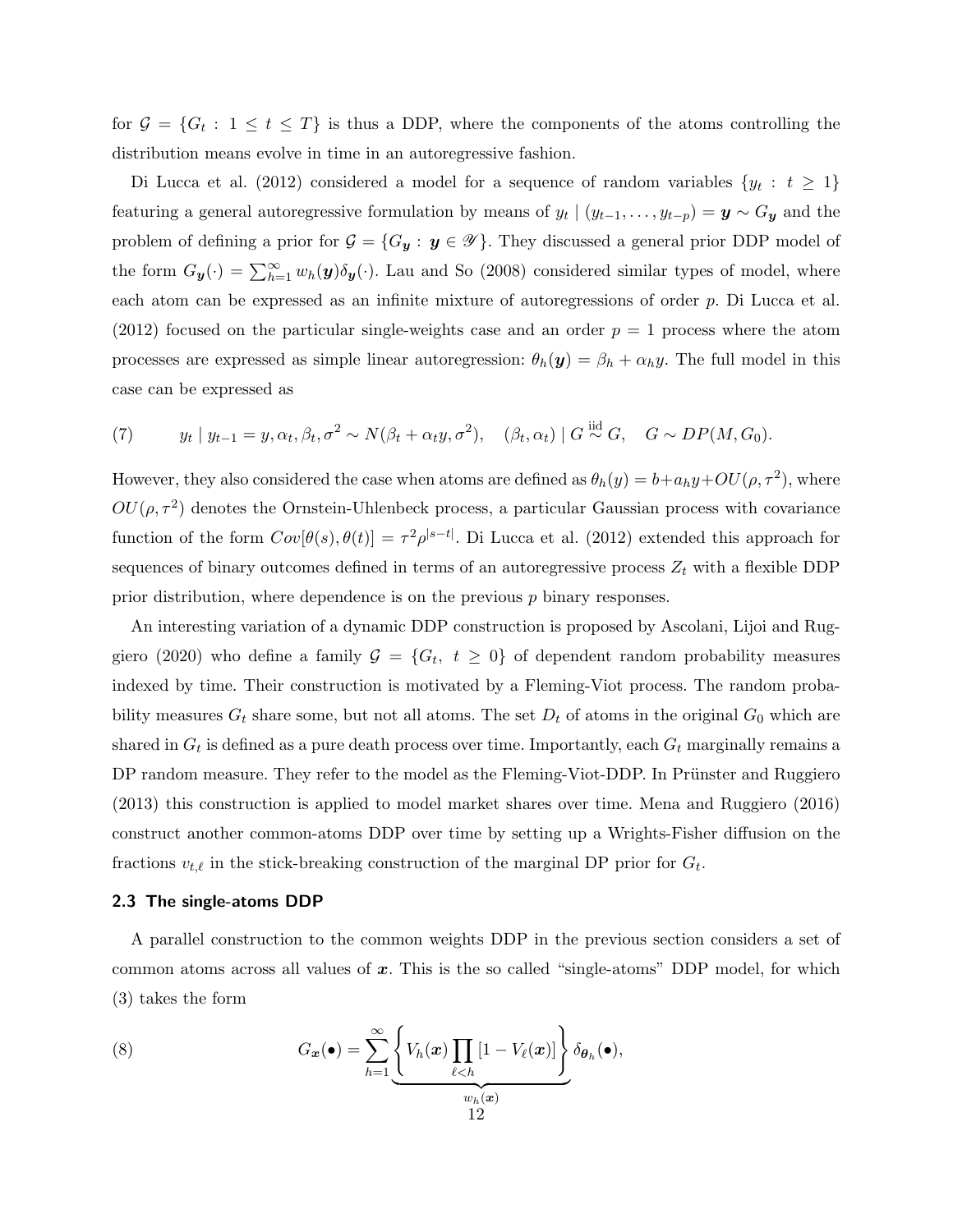for $\mathcal{G} = \{G_t : 1 \leq t \leq T\}$ is thus a DDP, where the components of the atoms controlling the distribution means evolve in time in an autoregressive fashion.

Di Lucca et al. (2012) considered a model for a sequence of random variables $\{y_t : t \geq 1\}$ featuring a general autoregressive formulation by means of $y_t \mid (y_{t-1}, \ldots, y_{t-p}) = \boldsymbol{y} \sim G_{\boldsymbol{y}}$ and the problem of defining a prior for $\mathcal{G} = \{G_{\boldsymbol{y}} : \boldsymbol{y} \in \mathscr{Y}\}$. They discussed a general prior DDP model of the form $G_{\boldsymbol{y}}(\cdot) = \sum_{h=1}^{\infty} w_h(\boldsymbol{y}) \delta_{\boldsymbol{y}}(\cdot)$. Lau and So (2008) considered similar types of model, where each atom can be expressed as an infinite mixture of autoregressions of order $p$. Di Lucca et al. (2012) focused on the particular single-weights case and an order $p = 1$ process where the atom processes are expressed as simple linear autoregression: $\theta_h(\boldsymbol{y}) = \beta_h + \alpha_h y$. The full model in this case can be expressed as

$$
y_t \mid y_{t-1} = y, \alpha_t, \beta_t, \sigma^2 \sim N(\beta_t + \alpha_t y, \sigma^2), \quad (\beta_t, \alpha_t) \mid G \overset{\text{iid}}{\sim} G, \quad G \sim DP(M, G_0). \tag{7}
$$

However, they also considered the case when atoms are defined as $\theta_h(y) = b + a_h y + OU(\rho, \tau^2)$, where $OU(\rho, \tau^2)$ denotes the Ornstein-Uhlenbeck process, a particular Gaussian process with covariance function of the form $Cov[\theta(s), \theta(t)] = \tau^2 \rho^{|s-t|}$. Di Lucca et al. (2012) extended this approach for sequences of binary outcomes defined in terms of an autoregressive process $Z_t$ with a flexible DDP prior distribution, where dependence is on the previous $p$ binary responses.

An interesting variation of a dynamic DDP construction is proposed by Ascolani, Lijoi and Ruggiero (2020) who define a family $\mathcal{G} = \{G_t, \ t \geq 0\}$ of dependent random probability measures indexed by time. Their construction is motivated by a Fleming-Viot process. The random probability measures $G_t$ share some, but not all atoms. The set $D_t$ of atoms in the original $G_0$ which are shared in $G_t$ is defined as a pure death process over time. Importantly, each $G_t$ marginally remains a DP random measure. They refer to the model as the Fleming-Viot-DDP. In Prünster and Ruggiero (2013) this construction is applied to model market shares over time. Mena and Ruggiero (2016) construct another common-atoms DDP over time by setting up a Wrights-Fisher diffusion on the fractions $v_{t,\ell}$ in the stick-breaking construction of the marginal DP prior for $G_t$.

### 2.3 The single-atoms DDP

A parallel construction to the common weights DDP in the previous section considers a set of common atoms across all values of $\boldsymbol{x}$. This is the so called "single-atoms" DDP model, for which (3) takes the form

$$
G_{\boldsymbol{x}}(\bullet) = \sum_{h=1}^{\infty} \underbrace{\left\{ V_h(\boldsymbol{x}) \prod_{\ell < h} [1 - V_\ell(\boldsymbol{x})] \right\}}_{w_h(\boldsymbol{x})} \delta_{\boldsymbol{\theta}_h}(\bullet), \tag{8}
$$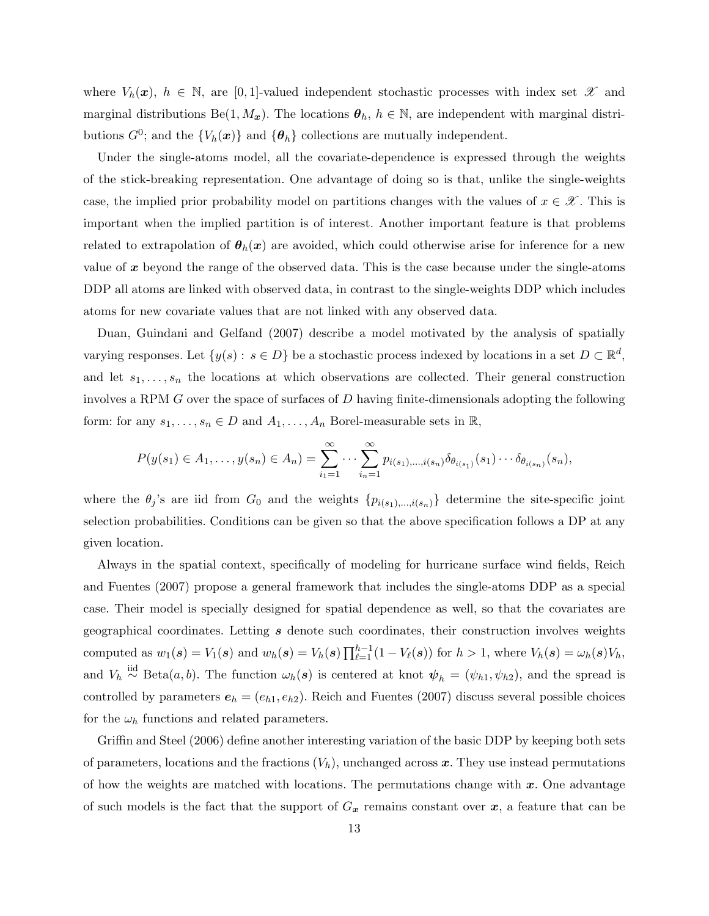where $V_h(\boldsymbol{x})$, $h \in \mathbb{N}$, are $[0,1]$-valued independent stochastic processes with index set $\mathscr{X}$ and marginal distributions $\text{Be}(1, M_{\boldsymbol{x}})$. The locations $\boldsymbol{\theta}_h$, $h \in \mathbb{N}$, are independent with marginal distributions $G^0$; and the $\{V_h(\boldsymbol{x})\}$ and $\{\boldsymbol{\theta}_h\}$ collections are mutually independent.

Under the single-atoms model, all the covariate-dependence is expressed through the weights of the stick-breaking representation. One advantage of doing so is that, unlike the single-weights case, the implied prior probability model on partitions changes with the values of $x \in \mathscr{X}$. This is important when the implied partition is of interest. Another important feature is that problems related to extrapolation of $\boldsymbol{\theta}_h(\boldsymbol{x})$ are avoided, which could otherwise arise for inference for a new value of $\boldsymbol{x}$ beyond the range of the observed data. This is the case because under the single-atoms DDP all atoms are linked with observed data, in contrast to the single-weights DDP which includes atoms for new covariate values that are not linked with any observed data.

Duan, Guindani and Gelfand (2007) describe a model motivated by the analysis of spatially varying responses. Let $\{y(s) : s \in D\}$ be a stochastic process indexed by locations in a set $D \subset \mathbb{R}^d$, and let $s_1, \ldots, s_n$ the locations at which observations are collected. Their general construction involves a RPM $G$ over the space of surfaces of $D$ having finite-dimensionals adopting the following form: for any $s_1, \ldots, s_n \in D$ and $A_1, \ldots, A_n$ Borel-measurable sets in $\mathbb{R}$,

$$P(y(s_1) \in A_1, \ldots, y(s_n) \in A_n) = \sum_{i_1=1}^{\infty} \cdots \sum_{i_n=1}^{\infty} p_{i(s_1),\ldots,i(s_n)} \delta_{\theta_{i(s_1)}}(s_1) \cdots \delta_{\theta_{i(s_n)}}(s_n),$$

where the $\theta_j$'s are iid from $G_0$ and the weights $\{p_{i(s_1),\ldots,i(s_n)}\}$ determine the site-specific joint selection probabilities. Conditions can be given so that the above specification follows a DP at any given location.

Always in the spatial context, specifically of modeling for hurricane surface wind fields, Reich and Fuentes (2007) propose a general framework that includes the single-atoms DDP as a special case. Their model is specially designed for spatial dependence as well, so that the covariates are geographical coordinates. Letting $\boldsymbol{s}$ denote such coordinates, their construction involves weights computed as $w_1(\boldsymbol{s}) = V_1(\boldsymbol{s})$ and $w_h(\boldsymbol{s}) = V_h(\boldsymbol{s}) \prod_{\ell=1}^{h-1}(1 - V_\ell(\boldsymbol{s}))$ for $h > 1$, where $V_h(\boldsymbol{s}) = \omega_h(\boldsymbol{s}) V_h$, and $V_h \overset{\text{iid}}{\sim} \text{Beta}(a, b)$. The function $\omega_h(\boldsymbol{s})$ is centered at knot $\boldsymbol{\psi}_h = (\psi_{h1}, \psi_{h2})$, and the spread is controlled by parameters $\boldsymbol{e}_h = (e_{h1}, e_{h2})$. Reich and Fuentes (2007) discuss several possible choices for the $\omega_h$ functions and related parameters.

Griffin and Steel (2006) define another interesting variation of the basic DDP by keeping both sets of parameters, locations and the fractions $(V_h)$, unchanged across $\boldsymbol{x}$. They use instead permutations of how the weights are matched with locations. The permutations change with $\boldsymbol{x}$. One advantage of such models is the fact that the support of $G_{\boldsymbol{x}}$ remains constant over $\boldsymbol{x}$, a feature that can be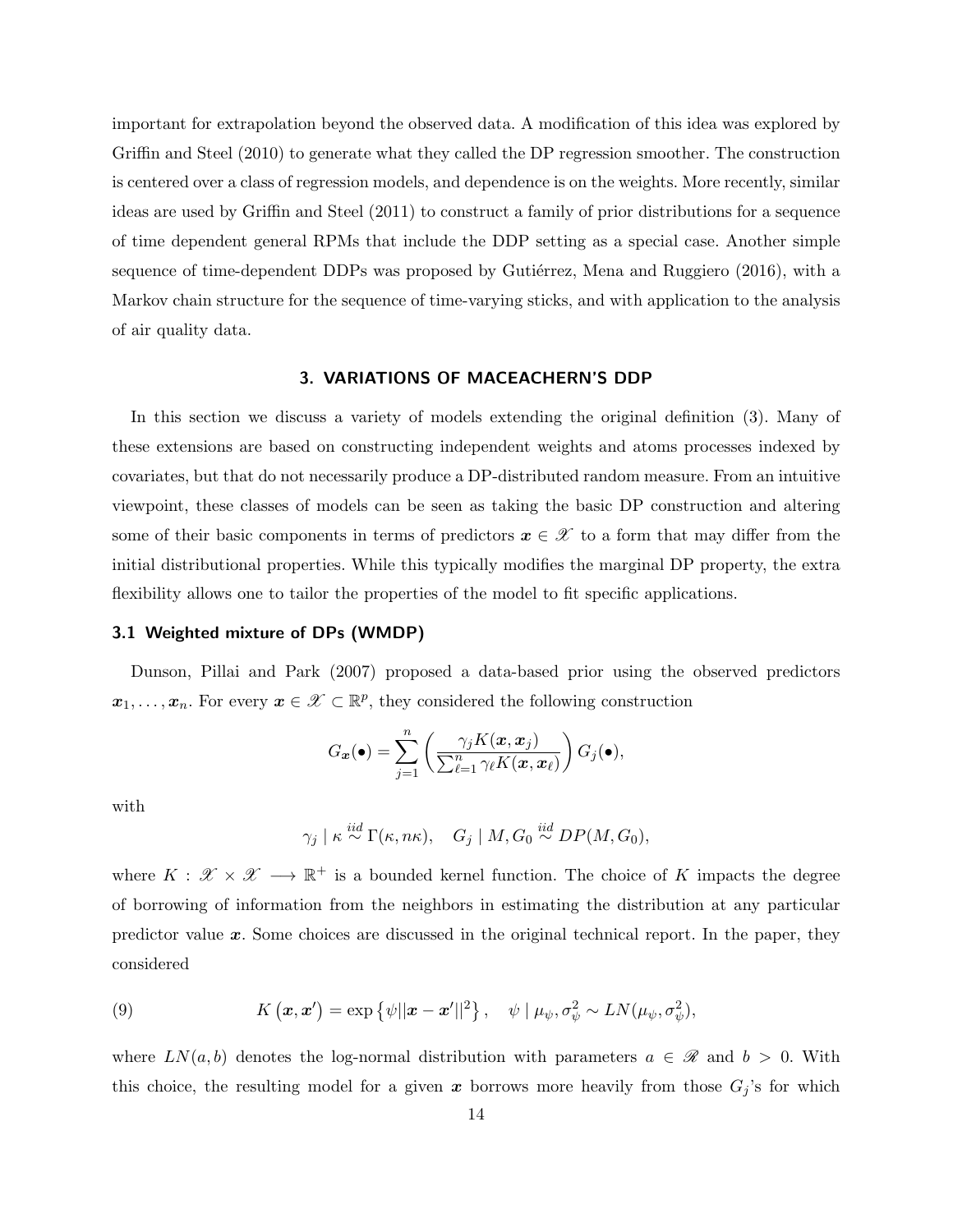important for extrapolation beyond the observed data. A modification of this idea was explored by Griffin and Steel (2010) to generate what they called the DP regression smoother. The construction is centered over a class of regression models, and dependence is on the weights. More recently, similar ideas are used by Griffin and Steel (2011) to construct a family of prior distributions for a sequence of time dependent general RPMs that include the DDP setting as a special case. Another simple sequence of time-dependent DDPs was proposed by Gutiérrez, Mena and Ruggiero (2016), with a Markov chain structure for the sequence of time-varying sticks, and with application to the analysis of air quality data.

## 3. VARIATIONS OF MACEACHERN'S DDP

In this section we discuss a variety of models extending the original definition (3). Many of these extensions are based on constructing independent weights and atoms processes indexed by covariates, but that do not necessarily produce a DP-distributed random measure. From an intuitive viewpoint, these classes of models can be seen as taking the basic DP construction and altering some of their basic components in terms of predictors $\boldsymbol{x} \in \mathscr{X}$ to a form that may differ from the initial distributional properties. While this typically modifies the marginal DP property, the extra flexibility allows one to tailor the properties of the model to fit specific applications.

### 3.1 Weighted mixture of DPs (WMDP)

Dunson, Pillai and Park (2007) proposed a data-based prior using the observed predictors $\boldsymbol{x}_1, \ldots, \boldsymbol{x}_n$. For every $\boldsymbol{x} \in \mathscr{X} \subset \mathbb{R}^p$, they considered the following construction

$$G_{\boldsymbol{x}}(\bullet) = \sum_{j=1}^{n} \left( \frac{\gamma_j K(\boldsymbol{x}, \boldsymbol{x}_j)}{\sum_{\ell=1}^{n} \gamma_\ell K(\boldsymbol{x}, \boldsymbol{x}_\ell)} \right) G_j(\bullet),$$

with

$$\gamma_j \mid \kappa \overset{iid}{\sim} \Gamma(\kappa, n\kappa), \quad G_j \mid M, G_0 \overset{iid}{\sim} DP(M, G_0),$$

where $K : \mathscr{X} \times \mathscr{X} \longrightarrow \mathbb{R}^+$ is a bounded kernel function. The choice of $K$ impacts the degree of borrowing of information from the neighbors in estimating the distribution at any particular predictor value $\boldsymbol{x}$. Some choices are discussed in the original technical report. In the paper, they considered

$$K\left(\boldsymbol{x}, \boldsymbol{x}'\right) = \exp\left\{\psi ||\boldsymbol{x} - \boldsymbol{x}'||^2\right\}, \quad \psi \mid \mu_\psi, \sigma_\psi^2 \sim LN(\mu_\psi, \sigma_\psi^2), \tag{9}$$

where $LN(a, b)$ denotes the log-normal distribution with parameters $a \in \mathscr{R}$ and $b > 0$. With this choice, the resulting model for a given $\boldsymbol{x}$ borrows more heavily from those $G_j$'s for which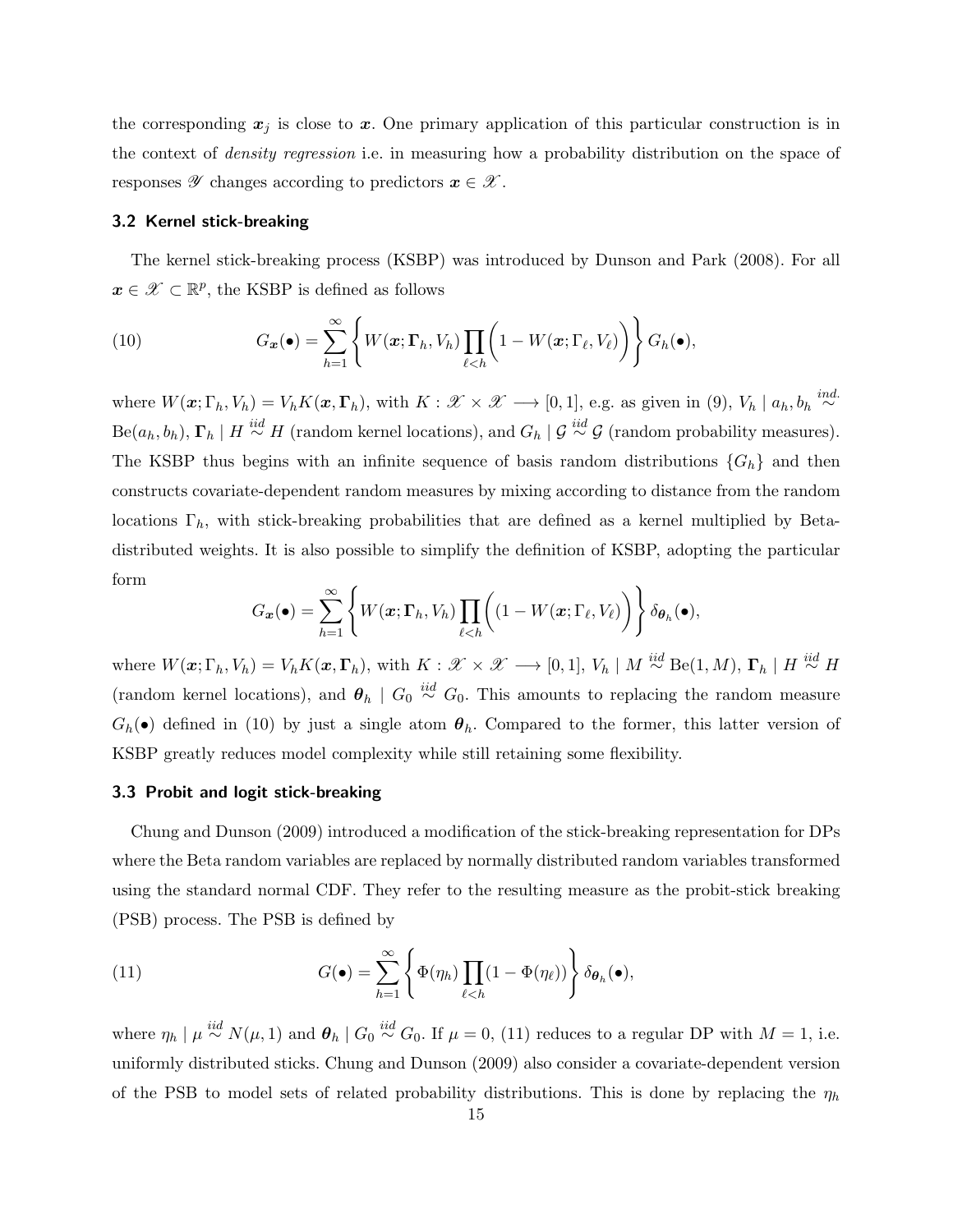the corresponding $\boldsymbol{x}_j$ is close to $\boldsymbol{x}$. One primary application of this particular construction is in the context of *density regression* i.e. in measuring how a probability distribution on the space of responses $\mathscr{Y}$ changes according to predictors $\boldsymbol{x} \in \mathscr{X}$.

### 3.2 Kernel stick-breaking

The kernel stick-breaking process (KSBP) was introduced by Dunson and Park (2008). For all $\boldsymbol{x} \in \mathscr{X} \subset \mathbb{R}^p$, the KSBP is defined as follows

$$G_{\boldsymbol{x}}(\bullet) = \sum_{h=1}^{\infty} \left\{ W(\boldsymbol{x}; \boldsymbol{\Gamma}_h, V_h) \prod_{\ell < h} \Big( 1 - W(\boldsymbol{x}; \Gamma_\ell, V_\ell) \Big) \right\} G_h(\bullet), \tag{10}$$

where $W(\boldsymbol{x}; \Gamma_h, V_h) = V_h K(\boldsymbol{x}, \boldsymbol{\Gamma}_h)$, with $K : \mathscr{X} \times \mathscr{X} \longrightarrow [0,1]$, e.g. as given in (9), $V_h \mid a_h, b_h \overset{ind.}{\sim} \text{Be}(a_h, b_h)$, $\boldsymbol{\Gamma}_h \mid H \overset{iid}{\sim} H$ (random kernel locations), and $G_h \mid \mathcal{G} \overset{iid}{\sim} \mathcal{G}$ (random probability measures). The KSBP thus begins with an infinite sequence of basis random distributions $\{G_h\}$ and then constructs covariate-dependent random measures by mixing according to distance from the random locations $\Gamma_h$, with stick-breaking probabilities that are defined as a kernel multiplied by Beta-distributed weights. It is also possible to simplify the definition of KSBP, adopting the particular form

$$G_{\boldsymbol{x}}(\bullet) = \sum_{h=1}^{\infty} \left\{ W(\boldsymbol{x}; \boldsymbol{\Gamma}_h, V_h) \prod_{\ell < h} \Big( (1 - W(\boldsymbol{x}; \Gamma_\ell, V_\ell) \Big) \right\} \delta_{\boldsymbol{\theta}_h}(\bullet),$$

where $W(\boldsymbol{x}; \Gamma_h, V_h) = V_h K(\boldsymbol{x}, \boldsymbol{\Gamma}_h)$, with $K : \mathscr{X} \times \mathscr{X} \longrightarrow [0,1]$, $V_h \mid M \overset{iid}{\sim} \text{Be}(1, M)$, $\boldsymbol{\Gamma}_h \mid H \overset{iid}{\sim} H$ (random kernel locations), and $\boldsymbol{\theta}_h \mid G_0 \overset{iid}{\sim} G_0$. This amounts to replacing the random measure $G_h(\bullet)$ defined in (10) by just a single atom $\boldsymbol{\theta}_h$. Compared to the former, this latter version of KSBP greatly reduces model complexity while still retaining some flexibility.

### 3.3 Probit and logit stick-breaking

Chung and Dunson (2009) introduced a modification of the stick-breaking representation for DPs where the Beta random variables are replaced by normally distributed random variables transformed using the standard normal CDF. They refer to the resulting measure as the probit-stick breaking (PSB) process. The PSB is defined by

$$G(\bullet) = \sum_{h=1}^{\infty} \left\{ \Phi(\eta_h) \prod_{\ell < h} (1 - \Phi(\eta_\ell)) \right\} \delta_{\boldsymbol{\theta}_h}(\bullet), \tag{11}$$

where $\eta_h \mid \mu \overset{iid}{\sim} N(\mu, 1)$ and $\boldsymbol{\theta}_h \mid G_0 \overset{iid}{\sim} G_0$. If $\mu = 0$, (11) reduces to a regular DP with $M = 1$, i.e. uniformly distributed sticks. Chung and Dunson (2009) also consider a covariate-dependent version of the PSB to model sets of related probability distributions. This is done by replacing the $\eta_h$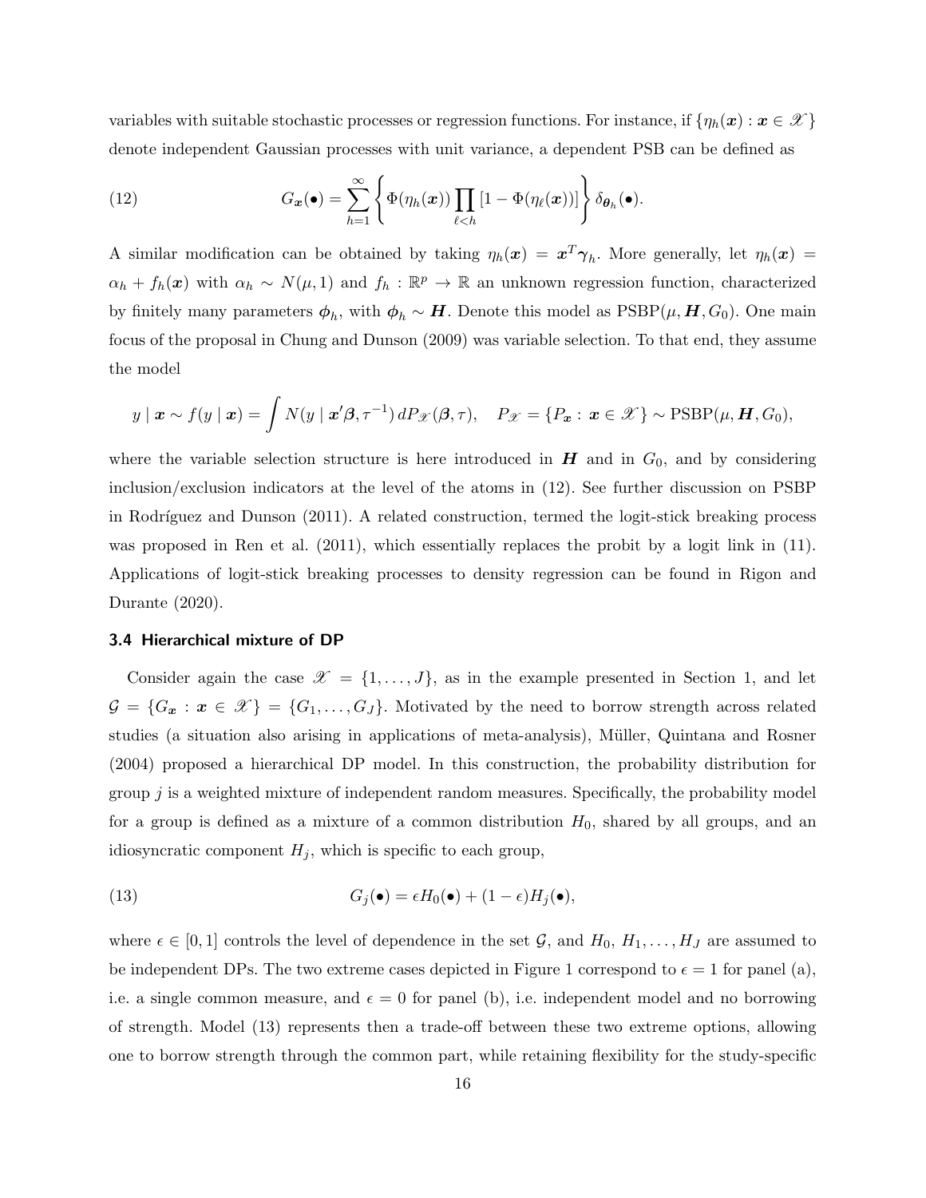variables with suitable stochastic processes or regression functions. For instance, if $\{\eta_h(\boldsymbol{x}) : \boldsymbol{x} \in \mathscr{X}\}$ denote independent Gaussian processes with unit variance, a dependent PSB can be defined as

$$G_{\boldsymbol{x}}(\bullet) = \sum_{h=1}^{\infty} \left\{ \Phi(\eta_h(\boldsymbol{x})) \prod_{\ell<h} [1 - \Phi(\eta_\ell(\boldsymbol{x}))] \right\} \delta_{\boldsymbol{\theta}_h}(\bullet). \tag{12}$$

A similar modification can be obtained by taking $\eta_h(\boldsymbol{x}) = \boldsymbol{x}^T \boldsymbol{\gamma}_h$. More generally, let $\eta_h(\boldsymbol{x}) = \alpha_h + f_h(\boldsymbol{x})$ with $\alpha_h \sim N(\mu, 1)$ and $f_h : \mathbb{R}^p \to \mathbb{R}$ an unknown regression function, characterized by finitely many parameters $\boldsymbol{\phi}_h$, with $\boldsymbol{\phi}_h \sim \boldsymbol{H}$. Denote this model as $\mathrm{PSBP}(\mu, \boldsymbol{H}, G_0)$. One main focus of the proposal in Chung and Dunson (2009) was variable selection. To that end, they assume the model

$$y \mid \boldsymbol{x} \sim f(y \mid \boldsymbol{x}) = \int N(y \mid \boldsymbol{x}'\boldsymbol{\beta}, \tau^{-1})\, dP_{\mathscr{X}}(\boldsymbol{\beta}, \tau), \quad P_{\mathscr{X}} = \{P_{\boldsymbol{x}} : \boldsymbol{x} \in \mathscr{X}\} \sim \mathrm{PSBP}(\mu, \boldsymbol{H}, G_0),$$

where the variable selection structure is here introduced in $\boldsymbol{H}$ and in $G_0$, and by considering inclusion/exclusion indicators at the level of the atoms in (12). See further discussion on PSBP in Rodríguez and Dunson (2011). A related construction, termed the logit-stick breaking process was proposed in Ren et al. (2011), which essentially replaces the probit by a logit link in (11). Applications of logit-stick breaking processes to density regression can be found in Rigon and Durante (2020).

### 3.4 Hierarchical mixture of DP

Consider again the case $\mathscr{X} = \{1, \ldots, J\}$, as in the example presented in Section 1, and let $\mathcal{G} = \{G_{\boldsymbol{x}} : \boldsymbol{x} \in \mathscr{X}\} = \{G_1, \ldots, G_J\}$. Motivated by the need to borrow strength across related studies (a situation also arising in applications of meta-analysis), Müller, Quintana and Rosner (2004) proposed a hierarchical DP model. In this construction, the probability distribution for group $j$ is a weighted mixture of independent random measures. Specifically, the probability model for a group is defined as a mixture of a common distribution $H_0$, shared by all groups, and an idiosyncratic component $H_j$, which is specific to each group,

$$G_j(\bullet) = \epsilon H_0(\bullet) + (1 - \epsilon) H_j(\bullet), \tag{13}$$

where $\epsilon \in [0, 1]$ controls the level of dependence in the set $\mathcal{G}$, and $H_0, H_1, \ldots, H_J$ are assumed to be independent DPs. The two extreme cases depicted in Figure 1 correspond to $\epsilon = 1$ for panel (a), i.e. a single common measure, and $\epsilon = 0$ for panel (b), i.e. independent model and no borrowing of strength. Model (13) represents then a trade-off between these two extreme options, allowing one to borrow strength through the common part, while retaining flexibility for the study-specific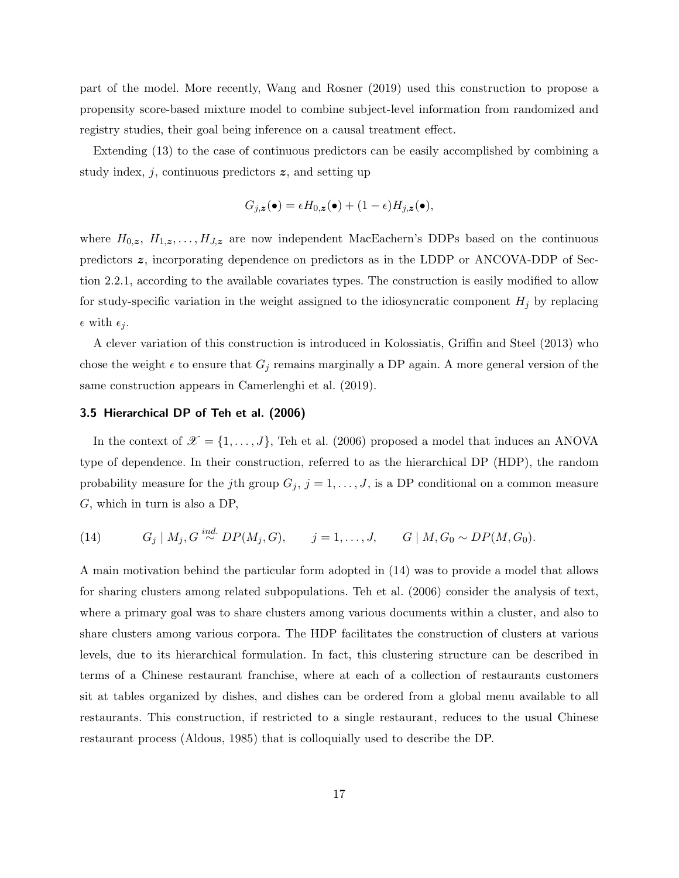part of the model. More recently, Wang and Rosner (2019) used this construction to propose a propensity score-based mixture model to combine subject-level information from randomized and registry studies, their goal being inference on a causal treatment effect.

Extending (13) to the case of continuous predictors can be easily accomplished by combining a study index, $j$, continuous predictors $\boldsymbol{z}$, and setting up

$$G_{j,\boldsymbol{z}}(\bullet) = \epsilon H_{0,\boldsymbol{z}}(\bullet) + (1-\epsilon) H_{j,\boldsymbol{z}}(\bullet),$$

where $H_{0,\boldsymbol{z}},\ H_{1,\boldsymbol{z}}, \ldots, H_{J,\boldsymbol{z}}$ are now independent MacEachern's DDPs based on the continuous predictors $\boldsymbol{z}$, incorporating dependence on predictors as in the LDDP or ANCOVA-DDP of Section 2.2.1, according to the available covariates types. The construction is easily modified to allow for study-specific variation in the weight assigned to the idiosyncratic component $H_j$ by replacing $\epsilon$ with $\epsilon_j$.

A clever variation of this construction is introduced in Kolossiatis, Griffin and Steel (2013) who chose the weight $\epsilon$ to ensure that $G_j$ remains marginally a DP again. A more general version of the same construction appears in Camerlenghi et al. (2019).

### 3.5 Hierarchical DP of Teh et al. (2006)

In the context of $\mathscr{X} = \{1, \ldots, J\}$, Teh et al. (2006) proposed a model that induces an ANOVA type of dependence. In their construction, referred to as the hierarchical DP (HDP), the random probability measure for the $j$th group $G_j$, $j = 1, \ldots, J$, is a DP conditional on a common measure $G$, which in turn is also a DP,

$$G_j \mid M_j, G \overset{ind.}{\sim} DP(M_j, G), \qquad j = 1, \ldots, J, \qquad G \mid M, G_0 \sim DP(M, G_0). \tag{14}$$

A main motivation behind the particular form adopted in (14) was to provide a model that allows for sharing clusters among related subpopulations. Teh et al. (2006) consider the analysis of text, where a primary goal was to share clusters among various documents within a cluster, and also to share clusters among various corpora. The HDP facilitates the construction of clusters at various levels, due to its hierarchical formulation. In fact, this clustering structure can be described in terms of a Chinese restaurant franchise, where at each of a collection of restaurants customers sit at tables organized by dishes, and dishes can be ordered from a global menu available to all restaurants. This construction, if restricted to a single restaurant, reduces to the usual Chinese restaurant process (Aldous, 1985) that is colloquially used to describe the DP.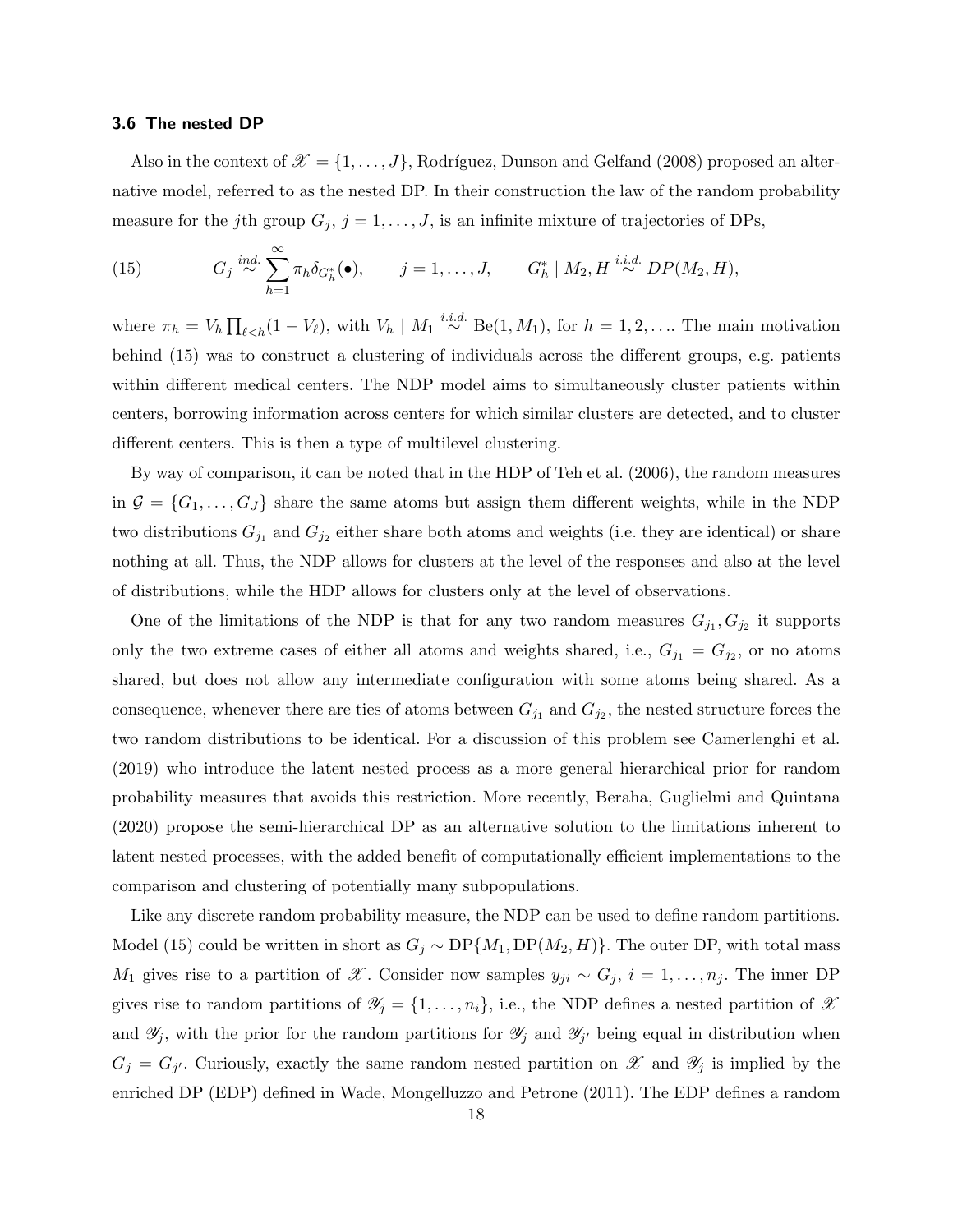### 3.6 The nested DP

Also in the context of $\mathscr{X} = \{1, \ldots, J\}$, Rodríguez, Dunson and Gelfand (2008) proposed an alternative model, referred to as the nested DP. In their construction the law of the random probability measure for the $j$th group $G_j$, $j = 1, \ldots, J$, is an infinite mixture of trajectories of DPs,

$$G_j \overset{ind.}{\sim} \sum_{h=1}^{\infty} \pi_h \delta_{G_h^*}(\bullet), \qquad j = 1, \ldots, J, \qquad G_h^* \mid M_2, H \overset{i.i.d.}{\sim} DP(M_2, H), \tag{15}$$

where $\pi_h = V_h \prod_{\ell<h}(1 - V_\ell)$, with $V_h \mid M_1 \overset{i.i.d.}{\sim} \text{Be}(1, M_1)$, for $h = 1, 2, \ldots$. The main motivation behind (15) was to construct a clustering of individuals across the different groups, e.g. patients within different medical centers. The NDP model aims to simultaneously cluster patients within centers, borrowing information across centers for which similar clusters are detected, and to cluster different centers. This is then a type of multilevel clustering.

By way of comparison, it can be noted that in the HDP of Teh et al. (2006), the random measures in $\mathcal{G} = \{G_1, \ldots, G_J\}$ share the same atoms but assign them different weights, while in the NDP two distributions $G_{j_1}$ and $G_{j_2}$ either share both atoms and weights (i.e. they are identical) or share nothing at all. Thus, the NDP allows for clusters at the level of the responses and also at the level of distributions, while the HDP allows for clusters only at the level of observations.

One of the limitations of the NDP is that for any two random measures $G_{j_1}, G_{j_2}$ it supports only the two extreme cases of either all atoms and weights shared, i.e., $G_{j_1} = G_{j_2}$, or no atoms shared, but does not allow any intermediate configuration with some atoms being shared. As a consequence, whenever there are ties of atoms between $G_{j_1}$ and $G_{j_2}$, the nested structure forces the two random distributions to be identical. For a discussion of this problem see Camerlenghi et al. (2019) who introduce the latent nested process as a more general hierarchical prior for random probability measures that avoids this restriction. More recently, Beraha, Guglielmi and Quintana (2020) propose the semi-hierarchical DP as an alternative solution to the limitations inherent to latent nested processes, with the added benefit of computationally efficient implementations to the comparison and clustering of potentially many subpopulations.

Like any discrete random probability measure, the NDP can be used to define random partitions. Model (15) could be written in short as $G_j \sim \text{DP}\{M_1, \text{DP}(M_2, H)\}$. The outer DP, with total mass $M_1$ gives rise to a partition of $\mathscr{X}$. Consider now samples $y_{ji} \sim G_j$, $i = 1, \ldots, n_j$. The inner DP gives rise to random partitions of $\mathscr{Y}_j = \{1, \ldots, n_i\}$, i.e., the NDP defines a nested partition of $\mathscr{X}$ and $\mathscr{Y}_j$, with the prior for the random partitions for $\mathscr{Y}_j$ and $\mathscr{Y}_{j'}$ being equal in distribution when $G_j = G_{j'}$. Curiously, exactly the same random nested partition on $\mathscr{X}$ and $\mathscr{Y}_j$ is implied by the enriched DP (EDP) defined in Wade, Mongelluzzo and Petrone (2011). The EDP defines a random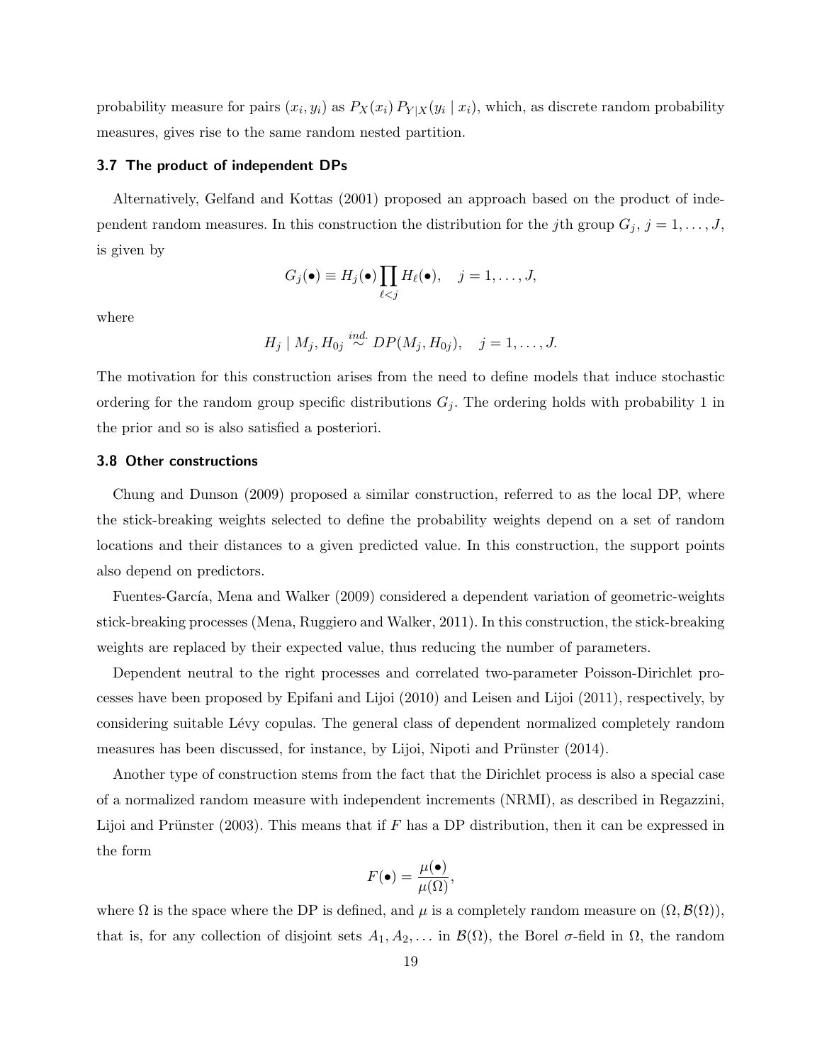probability measure for pairs $(x_i, y_i)$ as $P_X(x_i)\, P_{Y|X}(y_i \mid x_i)$, which, as discrete random probability measures, gives rise to the same random nested partition.

### 3.7 The product of independent DPs

Alternatively, Gelfand and Kottas (2001) proposed an approach based on the product of independent random measures. In this construction the distribution for the $j$th group $G_j$, $j = 1, \ldots, J$, is given by

$$G_j(\bullet) \equiv H_j(\bullet) \prod_{\ell < j} H_\ell(\bullet), \quad j = 1, \ldots, J,$$

where

$$H_j \mid M_j, H_{0j} \overset{ind.}{\sim} DP(M_j, H_{0j}), \quad j = 1, \ldots, J.$$

The motivation for this construction arises from the need to define models that induce stochastic ordering for the random group specific distributions $G_j$. The ordering holds with probability 1 in the prior and so is also satisfied a posteriori.

### 3.8 Other constructions

Chung and Dunson (2009) proposed a similar construction, referred to as the local DP, where the stick-breaking weights selected to define the probability weights depend on a set of random locations and their distances to a given predicted value. In this construction, the support points also depend on predictors.

Fuentes-García, Mena and Walker (2009) considered a dependent variation of geometric-weights stick-breaking processes (Mena, Ruggiero and Walker, 2011). In this construction, the stick-breaking weights are replaced by their expected value, thus reducing the number of parameters.

Dependent neutral to the right processes and correlated two-parameter Poisson-Dirichlet processes have been proposed by Epifani and Lijoi (2010) and Leisen and Lijoi (2011), respectively, by considering suitable Lévy copulas. The general class of dependent normalized completely random measures has been discussed, for instance, by Lijoi, Nipoti and Prünster (2014).

Another type of construction stems from the fact that the Dirichlet process is also a special case of a normalized random measure with independent increments (NRMI), as described in Regazzini, Lijoi and Prünster (2003). This means that if $F$ has a DP distribution, then it can be expressed in the form

$$F(\bullet) = \frac{\mu(\bullet)}{\mu(\Omega)},$$

where $\Omega$ is the space where the DP is defined, and $\mu$ is a completely random measure on $(\Omega, \mathcal{B}(\Omega))$, that is, for any collection of disjoint sets $A_1, A_2, \ldots$ in $\mathcal{B}(\Omega)$, the Borel $\sigma$-field in $\Omega$, the random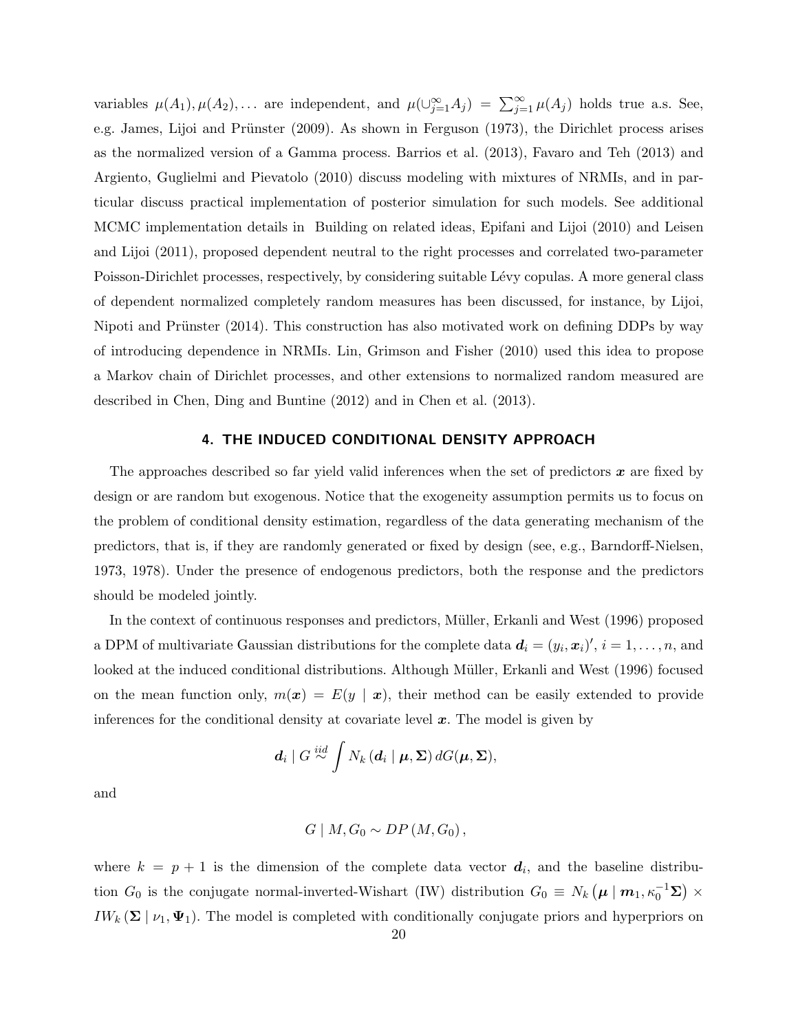variables $\mu(A_1), \mu(A_2), \ldots$ are independent, and $\mu(\cup_{j=1}^{\infty} A_j) = \sum_{j=1}^{\infty} \mu(A_j)$ holds true a.s. See, e.g. James, Lijoi and Prünster (2009). As shown in Ferguson (1973), the Dirichlet process arises as the normalized version of a Gamma process. Barrios et al. (2013), Favaro and Teh (2013) and Argiento, Guglielmi and Pievatolo (2010) discuss modeling with mixtures of NRMIs, and in particular discuss practical implementation of posterior simulation for such models. See additional MCMC implementation details in Building on related ideas, Epifani and Lijoi (2010) and Leisen and Lijoi (2011), proposed dependent neutral to the right processes and correlated two-parameter Poisson-Dirichlet processes, respectively, by considering suitable Lévy copulas. A more general class of dependent normalized completely random measures has been discussed, for instance, by Lijoi, Nipoti and Prünster (2014). This construction has also motivated work on defining DDPs by way of introducing dependence in NRMIs. Lin, Grimson and Fisher (2010) used this idea to propose a Markov chain of Dirichlet processes, and other extensions to normalized random measured are described in Chen, Ding and Buntine (2012) and in Chen et al. (2013).

## 4. THE INDUCED CONDITIONAL DENSITY APPROACH

The approaches described so far yield valid inferences when the set of predictors $\boldsymbol{x}$ are fixed by design or are random but exogenous. Notice that the exogeneity assumption permits us to focus on the problem of conditional density estimation, regardless of the data generating mechanism of the predictors, that is, if they are randomly generated or fixed by design (see, e.g., Barndorff-Nielsen, 1973, 1978). Under the presence of endogenous predictors, both the response and the predictors should be modeled jointly.

In the context of continuous responses and predictors, Müller, Erkanli and West (1996) proposed a DPM of multivariate Gaussian distributions for the complete data $\boldsymbol{d}_i = (y_i, \boldsymbol{x}_i)'$, $i = 1, \ldots, n$, and looked at the induced conditional distributions. Although Müller, Erkanli and West (1996) focused on the mean function only, $m(\boldsymbol{x}) = E(y \mid \boldsymbol{x})$, their method can be easily extended to provide inferences for the conditional density at covariate level $\boldsymbol{x}$. The model is given by

$$\boldsymbol{d}_i \mid G \overset{iid}{\sim} \int N_k \left( \boldsymbol{d}_i \mid \boldsymbol{\mu}, \boldsymbol{\Sigma} \right) dG(\boldsymbol{\mu}, \boldsymbol{\Sigma}),$$

and

$$G \mid M, G_0 \sim DP\left(M, G_0\right),$$

where $k = p + 1$ is the dimension of the complete data vector $\boldsymbol{d}_i$, and the baseline distribution $G_0$ is the conjugate normal-inverted-Wishart (IW) distribution $G_0 \equiv N_k\left(\boldsymbol{\mu} \mid \boldsymbol{m}_1, \kappa_0^{-1}\boldsymbol{\Sigma}\right) \times IW_k\left(\boldsymbol{\Sigma} \mid \nu_1, \boldsymbol{\Psi}_1\right)$. The model is completed with conditionally conjugate priors and hyperpriors on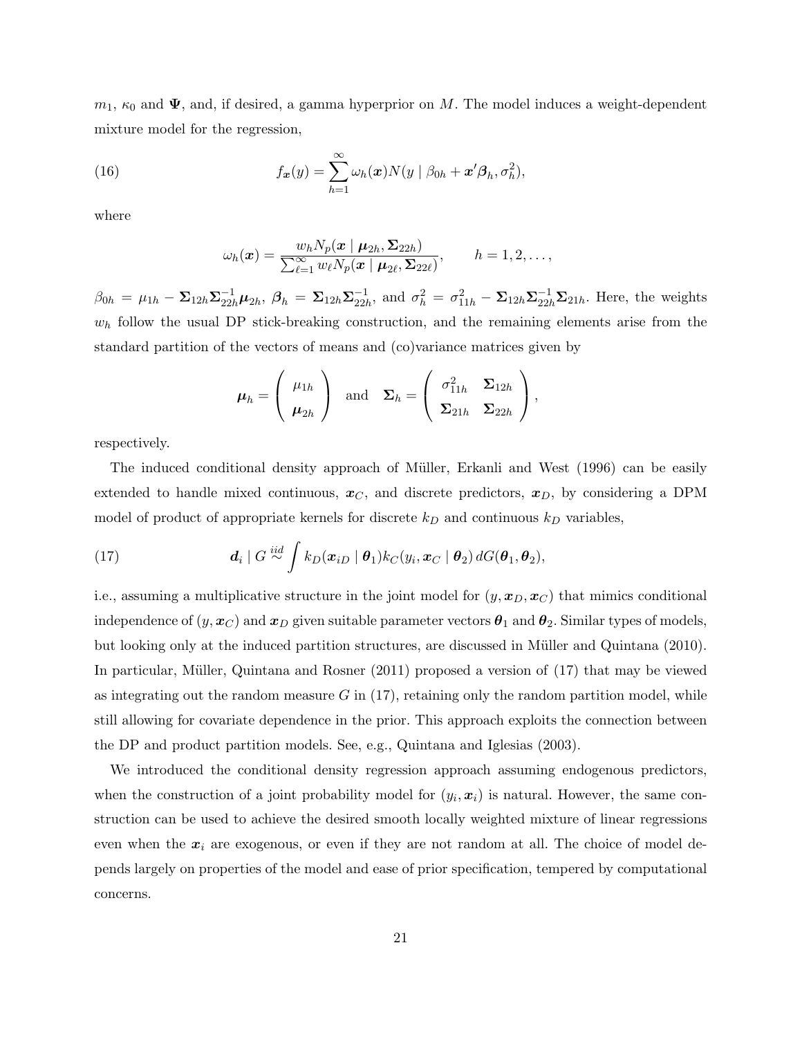$m_1$, $\kappa_0$ and $\boldsymbol{\Psi}$, and, if desired, a gamma hyperprior on $M$. The model induces a weight-dependent mixture model for the regression,

$$f_{\boldsymbol{x}}(y) = \sum_{h=1}^{\infty} \omega_h(\boldsymbol{x}) N(y \mid \beta_{0h} + \boldsymbol{x}'\boldsymbol{\beta}_h, \sigma_h^2), \tag{16}$$

where

$$\omega_h(\boldsymbol{x}) = \frac{w_h N_p(\boldsymbol{x} \mid \boldsymbol{\mu}_{2h}, \boldsymbol{\Sigma}_{22h})}{\sum_{\ell=1}^{\infty} w_\ell N_p(\boldsymbol{x} \mid \boldsymbol{\mu}_{2\ell}, \boldsymbol{\Sigma}_{22\ell})}, \qquad h = 1, 2, \ldots,$$

$\beta_{0h} = \mu_{1h} - \boldsymbol{\Sigma}_{12h}\boldsymbol{\Sigma}_{22h}^{-1}\boldsymbol{\mu}_{2h}$, $\boldsymbol{\beta}_h = \boldsymbol{\Sigma}_{12h}\boldsymbol{\Sigma}_{22h}^{-1}$, and $\sigma_h^2 = \sigma_{11h}^2 - \boldsymbol{\Sigma}_{12h}\boldsymbol{\Sigma}_{22h}^{-1}\boldsymbol{\Sigma}_{21h}$. Here, the weights $w_h$ follow the usual DP stick-breaking construction, and the remaining elements arise from the standard partition of the vectors of means and (co)variance matrices given by

$$\boldsymbol{\mu}_h = \begin{pmatrix} \mu_{1h} \\ \boldsymbol{\mu}_{2h} \end{pmatrix} \quad \text{and} \quad \boldsymbol{\Sigma}_h = \begin{pmatrix} \sigma_{11h}^2 & \boldsymbol{\Sigma}_{12h} \\ \boldsymbol{\Sigma}_{21h} & \boldsymbol{\Sigma}_{22h} \end{pmatrix},$$

respectively.

The induced conditional density approach of Müller, Erkanli and West (1996) can be easily extended to handle mixed continuous, $\boldsymbol{x}_C$, and discrete predictors, $\boldsymbol{x}_D$, by considering a DPM model of product of appropriate kernels for discrete $k_D$ and continuous $k_D$ variables,

$$\boldsymbol{d}_i \mid G \overset{iid}{\sim} \int k_D(\boldsymbol{x}_{iD} \mid \boldsymbol{\theta}_1) k_C(y_i, \boldsymbol{x}_C \mid \boldsymbol{\theta}_2)\, dG(\boldsymbol{\theta}_1, \boldsymbol{\theta}_2), \tag{17}$$

i.e., assuming a multiplicative structure in the joint model for $(y, \boldsymbol{x}_D, \boldsymbol{x}_C)$ that mimics conditional independence of $(y, \boldsymbol{x}_C)$ and $\boldsymbol{x}_D$ given suitable parameter vectors $\boldsymbol{\theta}_1$ and $\boldsymbol{\theta}_2$. Similar types of models, but looking only at the induced partition structures, are discussed in Müller and Quintana (2010). In particular, Müller, Quintana and Rosner (2011) proposed a version of (17) that may be viewed as integrating out the random measure $G$ in (17), retaining only the random partition model, while still allowing for covariate dependence in the prior. This approach exploits the connection between the DP and product partition models. See, e.g., Quintana and Iglesias (2003).

We introduced the conditional density regression approach assuming endogenous predictors, when the construction of a joint probability model for $(y_i, \boldsymbol{x}_i)$ is natural. However, the same construction can be used to achieve the desired smooth locally weighted mixture of linear regressions even when the $\boldsymbol{x}_i$ are exogenous, or even if they are not random at all. The choice of model depends largely on properties of the model and ease of prior specification, tempered by computational concerns.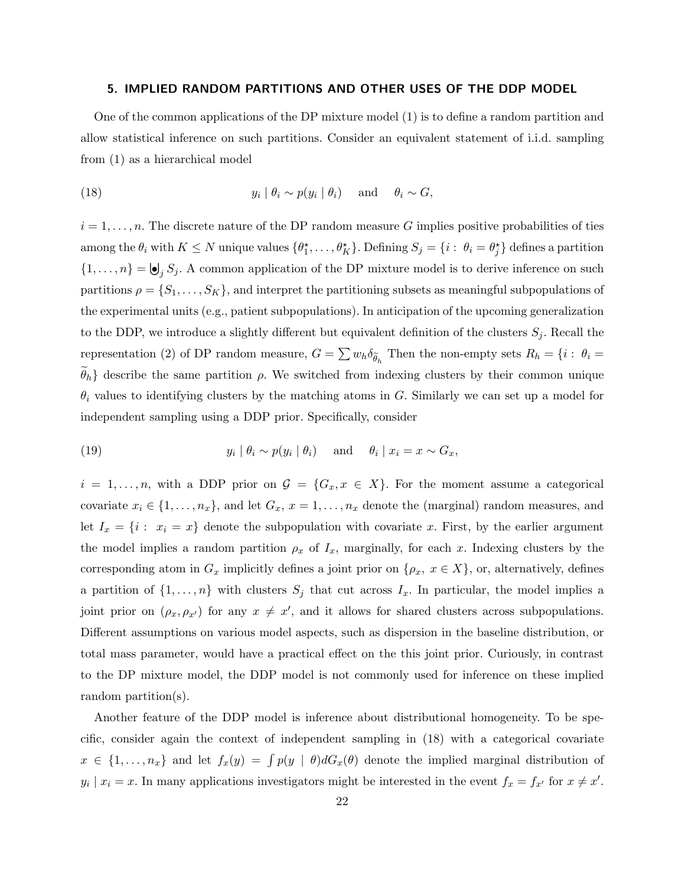## 5. IMPLIED RANDOM PARTITIONS AND OTHER USES OF THE DDP MODEL

One of the common applications of the DP mixture model (1) is to define a random partition and allow statistical inference on such partitions. Consider an equivalent statement of i.i.d. sampling from (1) as a hierarchical model

$$y_i \mid \theta_i \sim p(y_i \mid \theta_i) \quad \text{and} \quad \theta_i \sim G, \tag{18}$$

$i = 1, \ldots, n$. The discrete nature of the DP random measure $G$ implies positive probabilities of ties among the $\theta_i$ with $K \leq N$ unique values $\{\theta_1^\star, \ldots, \theta_K^\star\}$. Defining $S_j = \{i : \theta_i = \theta_j^\star\}$ defines a partition $\{1, \ldots, n\} = \biguplus_j S_j$. A common application of the DP mixture model is to derive inference on such partitions $\rho = \{S_1, \ldots, S_K\}$, and interpret the partitioning subsets as meaningful subpopulations of the experimental units (e.g., patient subpopulations). In anticipation of the upcoming generalization to the DDP, we introduce a slightly different but equivalent definition of the clusters $S_j$. Recall the representation (2) of DP random measure, $G = \sum w_h \delta_{\widetilde{\theta}_h}$ Then the non-empty sets $R_h = \{i : \theta_i = \widetilde{\theta}_h\}$ describe the same partition $\rho$. We switched from indexing clusters by their common unique $\theta_i$ values to identifying clusters by the matching atoms in $G$. Similarly we can set up a model for independent sampling using a DDP prior. Specifically, consider

$$y_i \mid \theta_i \sim p(y_i \mid \theta_i) \quad \text{and} \quad \theta_i \mid x_i = x \sim G_x, \tag{19}$$

$i = 1, \ldots, n$, with a DDP prior on $\mathcal{G} = \{G_x, x \in X\}$. For the moment assume a categorical covariate $x_i \in \{1, \ldots, n_x\}$, and let $G_x$, $x = 1, \ldots, n_x$ denote the (marginal) random measures, and let $I_x = \{i : x_i = x\}$ denote the subpopulation with covariate $x$. First, by the earlier argument the model implies a random partition $\rho_x$ of $I_x$, marginally, for each $x$. Indexing clusters by the corresponding atom in $G_x$ implicitly defines a joint prior on $\{\rho_x, x \in X\}$, or, alternatively, defines a partition of $\{1, \ldots, n\}$ with clusters $S_j$ that cut across $I_x$. In particular, the model implies a joint prior on $(\rho_x, \rho_{x'})$ for any $x \neq x'$, and it allows for shared clusters across subpopulations. Different assumptions on various model aspects, such as dispersion in the baseline distribution, or total mass parameter, would have a practical effect on the this joint prior. Curiously, in contrast to the DP mixture model, the DDP model is not commonly used for inference on these implied random partition(s).

Another feature of the DDP model is inference about distributional homogeneity. To be specific, consider again the context of independent sampling in (18) with a categorical covariate $x \in \{1, \ldots, n_x\}$ and let $f_x(y) = \int p(y \mid \theta) dG_x(\theta)$ denote the implied marginal distribution of $y_i \mid x_i = x$. In many applications investigators might be interested in the event $f_x = f_{x'}$ for $x \neq x'$.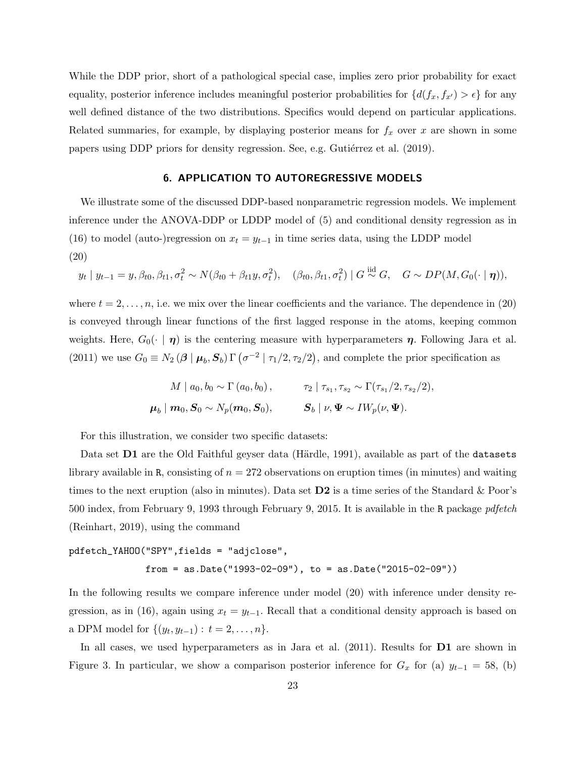While the DDP prior, short of a pathological special case, implies zero prior probability for exact equality, posterior inference includes meaningful posterior probabilities for $\{d(f_x, f_{x'}) > \epsilon\}$ for any well defined distance of the two distributions. Specifics would depend on particular applications. Related summaries, for example, by displaying posterior means for $f_x$ over $x$ are shown in some papers using DDP priors for density regression. See, e.g. Gutiérrez et al. (2019).

## 6. APPLICATION TO AUTOREGRESSIVE MODELS

We illustrate some of the discussed DDP-based nonparametric regression models. We implement inference under the ANOVA-DDP or LDDP model of (5) and conditional density regression as in (16) to model (auto-)regression on $x_t = y_{t-1}$ in time series data, using the LDDP model (20)

$$y_t \mid y_{t-1} = y, \beta_{t0}, \beta_{t1}, \sigma_t^2 \sim N(\beta_{t0} + \beta_{t1} y, \sigma_t^2), \quad (\beta_{t0}, \beta_{t1}, \sigma_t^2) \mid G \overset{\text{iid}}{\sim} G, \quad G \sim DP(M, G_0(\cdot \mid \boldsymbol{\eta})),$$

where $t = 2, \ldots, n$, i.e. we mix over the linear coefficients and the variance. The dependence in (20) is conveyed through linear functions of the first lagged response in the atoms, keeping common weights. Here, $G_0(\cdot \mid \boldsymbol{\eta})$ is the centering measure with hyperparameters $\boldsymbol{\eta}$. Following Jara et al. (2011) we use $G_0 \equiv N_2(\boldsymbol{\beta} \mid \boldsymbol{\mu}_b, \boldsymbol{S}_b)\, \Gamma\left(\sigma^{-2} \mid \tau_1/2, \tau_2/2\right)$, and complete the prior specification as

$$M \mid a_0, b_0 \sim \Gamma(a_0, b_0), \qquad \tau_2 \mid \tau_{s_1}, \tau_{s_2} \sim \Gamma(\tau_{s_1}/2, \tau_{s_2}/2),$$

$$\boldsymbol{\mu}_b \mid \boldsymbol{m}_0, \boldsymbol{S}_0 \sim N_p(\boldsymbol{m}_0, \boldsymbol{S}_0), \qquad \boldsymbol{S}_b \mid \nu, \boldsymbol{\Psi} \sim IW_p(\nu, \boldsymbol{\Psi}).$$

For this illustration, we consider two specific datasets:

Data set **D1** are the Old Faithful geyser data (Härdle, 1991), available as part of the `datasets` library available in `R`, consisting of $n = 272$ observations on eruption times (in minutes) and waiting times to the next eruption (also in minutes). Data set **D2** is a time series of the Standard & Poor's 500 index, from February 9, 1993 through February 9, 2015. It is available in the `R` package *pdfetch* (Reinhart, 2019), using the command

```
pdfetch_YAHOO("SPY",fields = "adjclose",
              from = as.Date("1993-02-09"), to = as.Date("2015-02-09"))
```

In the following results we compare inference under model (20) with inference under density regression, as in (16), again using $x_t = y_{t-1}$. Recall that a conditional density approach is based on a DPM model for $\{(y_t, y_{t-1}) : t = 2, \ldots, n\}$.

In all cases, we used hyperparameters as in Jara et al. (2011). Results for **D1** are shown in Figure 3. In particular, we show a comparison posterior inference for $G_x$ for (a) $y_{t-1} = 58$, (b)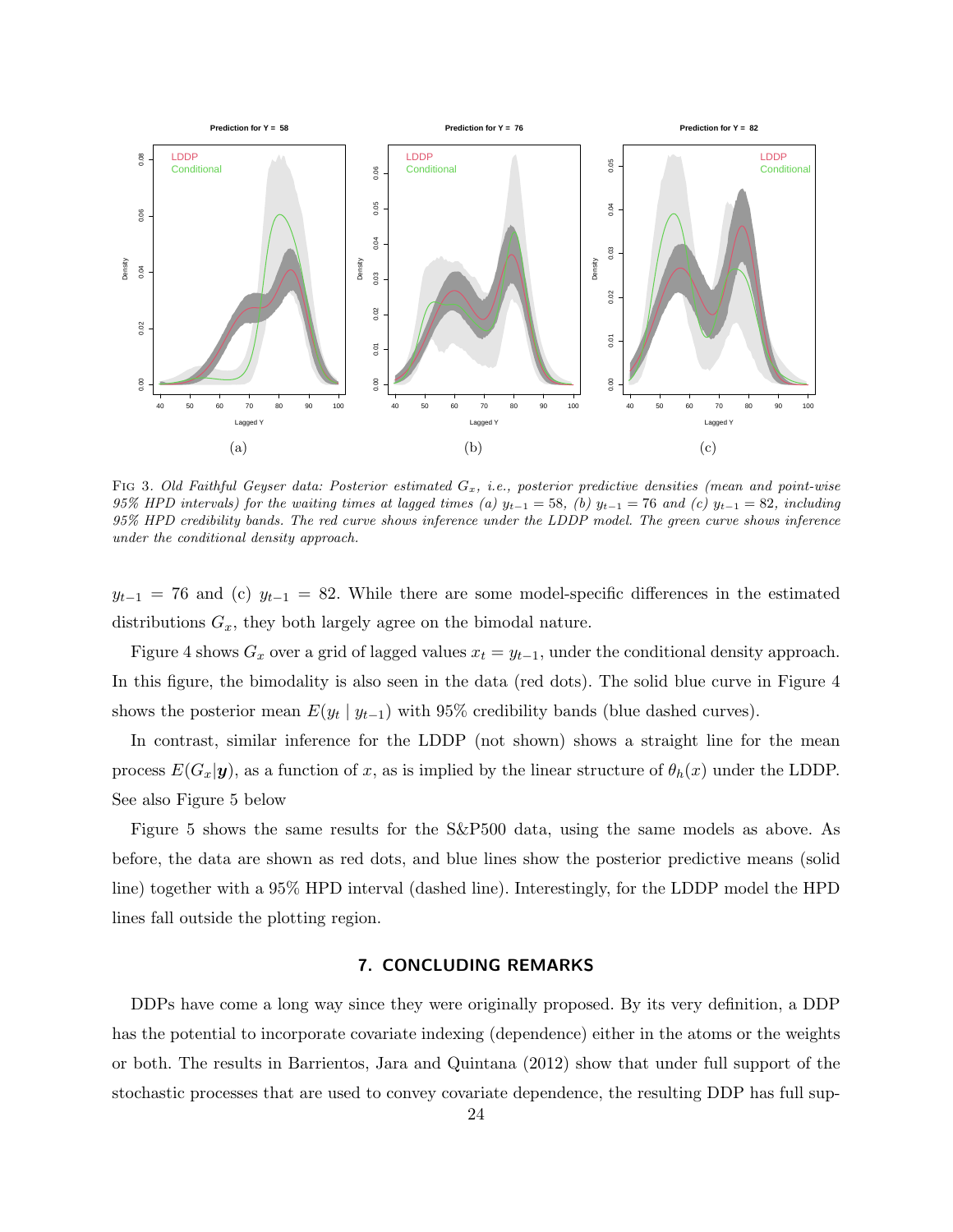FIG 3. *Old Faithful Geyser data: Posterior estimated $G_x$, i.e., posterior predictive densities (mean and point-wise 95% HPD intervals) for the waiting times at lagged times (a) $y_{t-1} = 58$, (b) $y_{t-1} = 76$ and (c) $y_{t-1} = 82$, including 95% HPD credibility bands. The red curve shows inference under the LDDP model. The green curve shows inference under the conditional density approach.*

$y_{t-1} = 76$ and (c) $y_{t-1} = 82$. While there are some model-specific differences in the estimated distributions $G_x$, they both largely agree on the bimodal nature.

Figure 4 shows $G_x$ over a grid of lagged values $x_t = y_{t-1}$, under the conditional density approach. In this figure, the bimodality is also seen in the data (red dots). The solid blue curve in Figure 4 shows the posterior mean $E(y_t \mid y_{t-1})$ with 95% credibility bands (blue dashed curves).

In contrast, similar inference for the LDDP (not shown) shows a straight line for the mean process $E(G_x|\boldsymbol{y})$, as a function of $x$, as is implied by the linear structure of $\theta_h(x)$ under the LDDP. See also Figure 5 below

Figure 5 shows the same results for the S&P500 data, using the same models as above. As before, the data are shown as red dots, and blue lines show the posterior predictive means (solid line) together with a 95% HPD interval (dashed line). Interestingly, for the LDDP model the HPD lines fall outside the plotting region.

## 7. CONCLUDING REMARKS

DDPs have come a long way since they were originally proposed. By its very definition, a DDP has the potential to incorporate covariate indexing (dependence) either in the atoms or the weights or both. The results in Barrientos, Jara and Quintana (2012) show that under full support of the stochastic processes that are used to convey covariate dependence, the resulting DDP has full sup-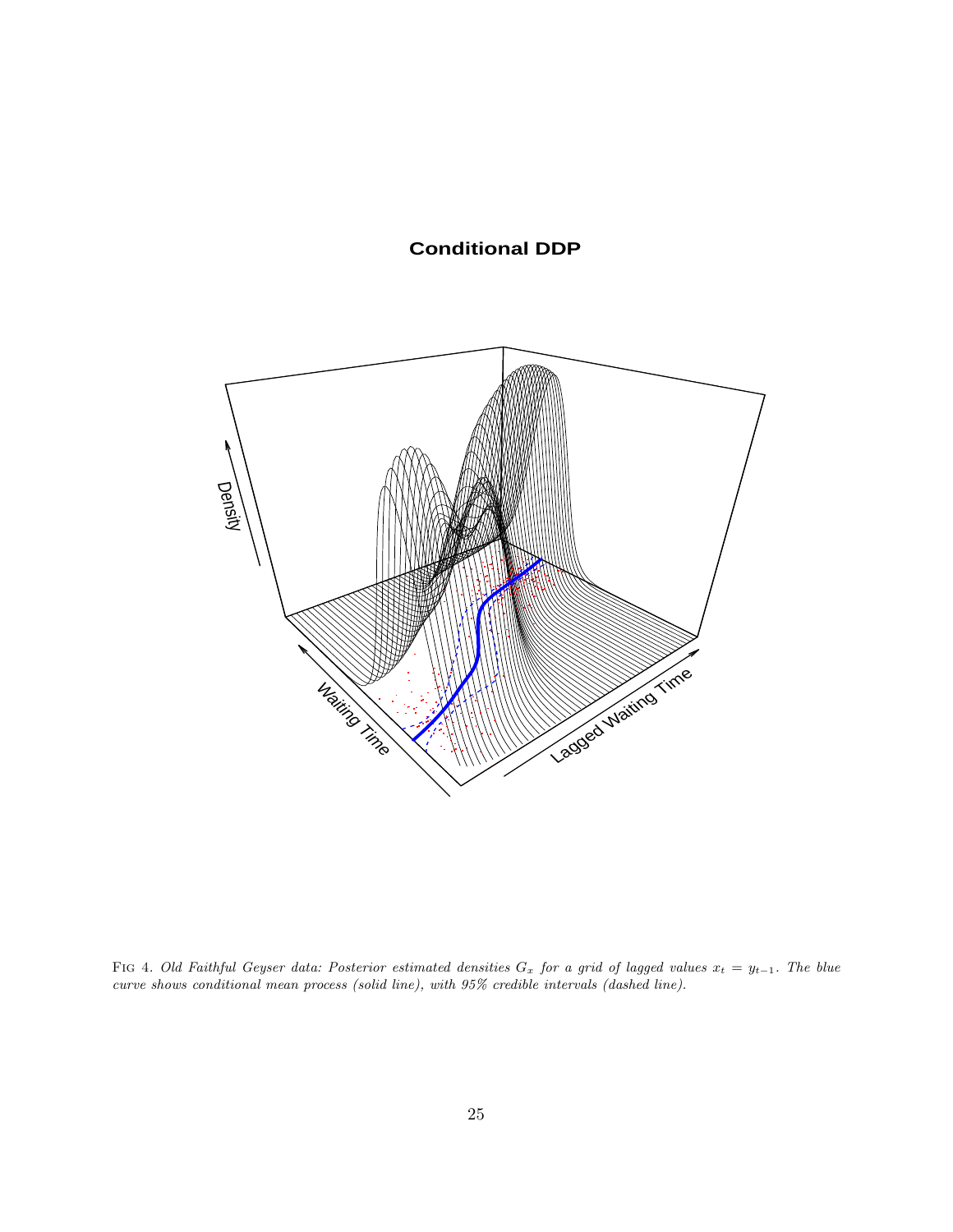FIG 4. *Old Faithful Geyser data: Posterior estimated densities $G_x$ for a grid of lagged values $x_t = y_{t-1}$. The blue curve shows conditional mean process (solid line), with 95% credible intervals (dashed line).*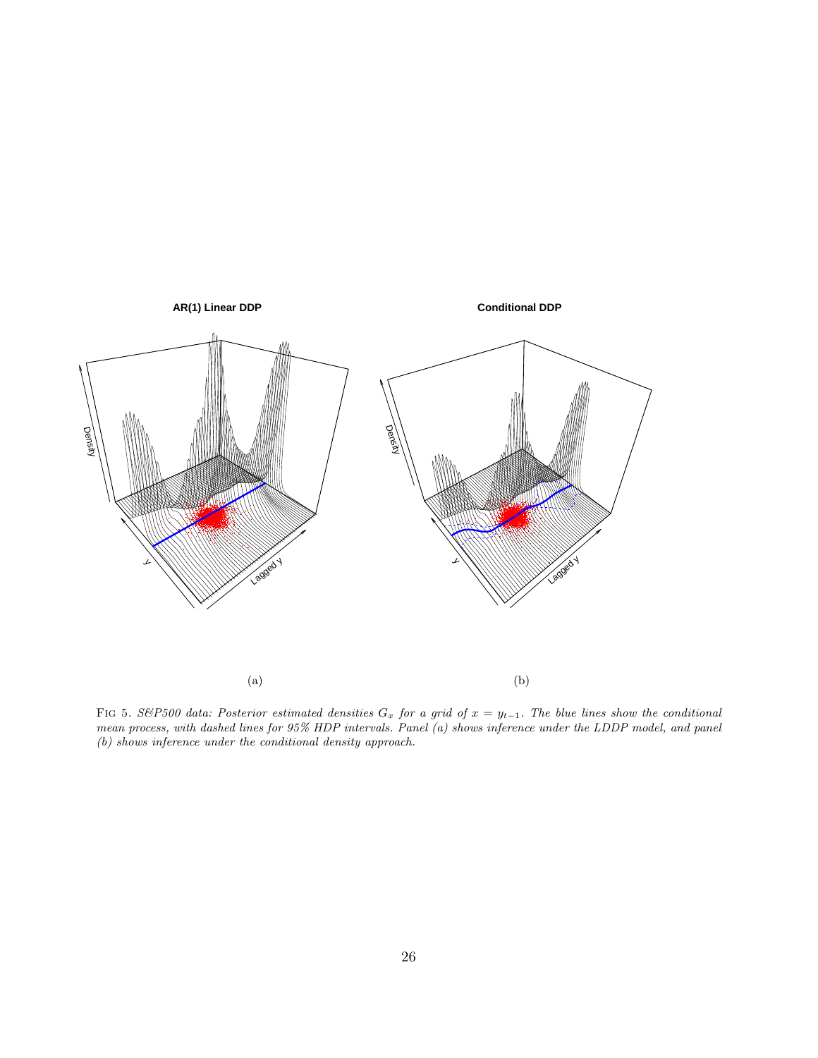AR(1) Linear DDP

Conditional DDP

(a)

(b)

FIG 5. *S&P500 data: Posterior estimated densities $G_x$ for a grid of $x = y_{t-1}$. The blue lines show the conditional mean process, with dashed lines for 95% HDP intervals. Panel (a) shows inference under the LDDP model, and panel (b) shows inference under the conditional density approach.*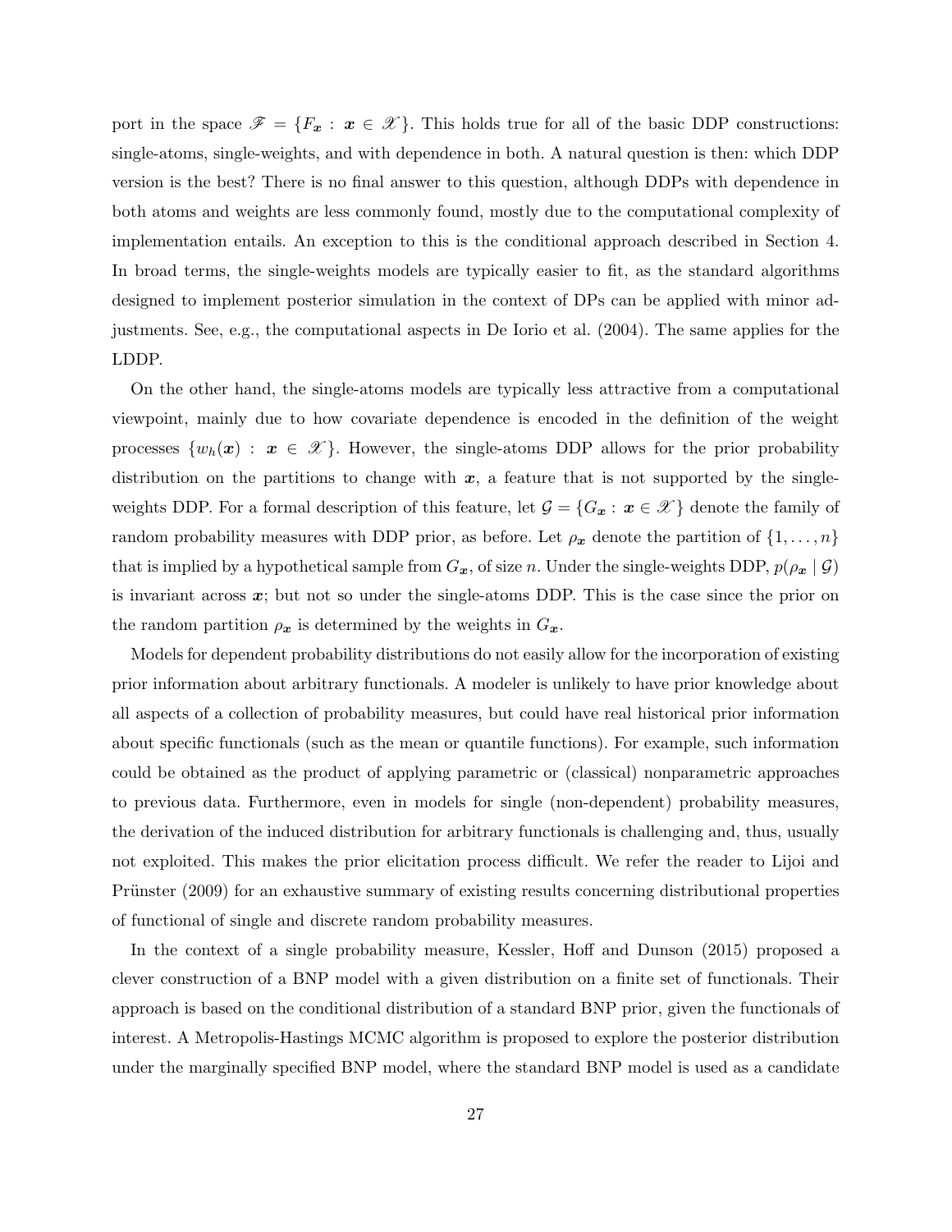port in the space $\mathscr{F} = \{F_{\boldsymbol{x}} : \boldsymbol{x} \in \mathscr{X}\}$. This holds true for all of the basic DDP constructions: single-atoms, single-weights, and with dependence in both. A natural question is then: which DDP version is the best? There is no final answer to this question, although DDPs with dependence in both atoms and weights are less commonly found, mostly due to the computational complexity of implementation entails. An exception to this is the conditional approach described in Section 4. In broad terms, the single-weights models are typically easier to fit, as the standard algorithms designed to implement posterior simulation in the context of DPs can be applied with minor adjustments. See, e.g., the computational aspects in De Iorio et al. (2004). The same applies for the LDDP.

On the other hand, the single-atoms models are typically less attractive from a computational viewpoint, mainly due to how covariate dependence is encoded in the definition of the weight processes $\{w_h(\boldsymbol{x}) : \boldsymbol{x} \in \mathscr{X}\}$. However, the single-atoms DDP allows for the prior probability distribution on the partitions to change with $\boldsymbol{x}$, a feature that is not supported by the single-weights DDP. For a formal description of this feature, let $\mathcal{G} = \{G_{\boldsymbol{x}} : \boldsymbol{x} \in \mathscr{X}\}$ denote the family of random probability measures with DDP prior, as before. Let $\rho_{\boldsymbol{x}}$ denote the partition of $\{1, \ldots, n\}$ that is implied by a hypothetical sample from $G_{\boldsymbol{x}}$, of size $n$. Under the single-weights DDP, $p(\rho_{\boldsymbol{x}} \mid \mathcal{G})$ is invariant across $\boldsymbol{x}$; but not so under the single-atoms DDP. This is the case since the prior on the random partition $\rho_{\boldsymbol{x}}$ is determined by the weights in $G_{\boldsymbol{x}}$.

Models for dependent probability distributions do not easily allow for the incorporation of existing prior information about arbitrary functionals. A modeler is unlikely to have prior knowledge about all aspects of a collection of probability measures, but could have real historical prior information about specific functionals (such as the mean or quantile functions). For example, such information could be obtained as the product of applying parametric or (classical) nonparametric approaches to previous data. Furthermore, even in models for single (non-dependent) probability measures, the derivation of the induced distribution for arbitrary functionals is challenging and, thus, usually not exploited. This makes the prior elicitation process difficult. We refer the reader to Lijoi and Prünster (2009) for an exhaustive summary of existing results concerning distributional properties of functional of single and discrete random probability measures.

In the context of a single probability measure, Kessler, Hoff and Dunson (2015) proposed a clever construction of a BNP model with a given distribution on a finite set of functionals. Their approach is based on the conditional distribution of a standard BNP prior, given the functionals of interest. A Metropolis-Hastings MCMC algorithm is proposed to explore the posterior distribution under the marginally specified BNP model, where the standard BNP model is used as a candidate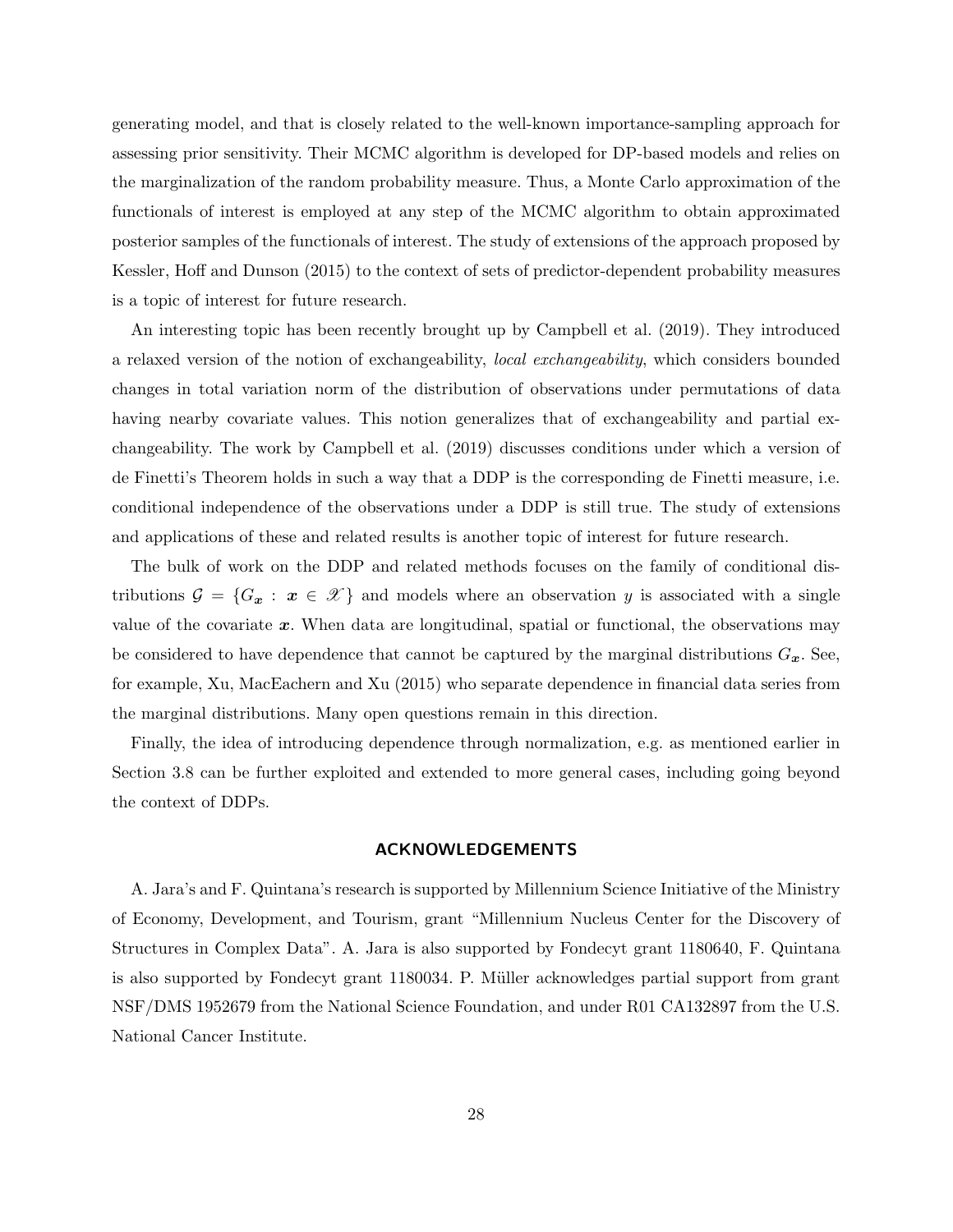generating model, and that is closely related to the well-known importance-sampling approach for assessing prior sensitivity. Their MCMC algorithm is developed for DP-based models and relies on the marginalization of the random probability measure. Thus, a Monte Carlo approximation of the functionals of interest is employed at any step of the MCMC algorithm to obtain approximated posterior samples of the functionals of interest. The study of extensions of the approach proposed by Kessler, Hoff and Dunson (2015) to the context of sets of predictor-dependent probability measures is a topic of interest for future research.

An interesting topic has been recently brought up by Campbell et al. (2019). They introduced a relaxed version of the notion of exchangeability, *local exchangeability*, which considers bounded changes in total variation norm of the distribution of observations under permutations of data having nearby covariate values. This notion generalizes that of exchangeability and partial exchangeability. The work by Campbell et al. (2019) discusses conditions under which a version of de Finetti's Theorem holds in such a way that a DDP is the corresponding de Finetti measure, i.e. conditional independence of the observations under a DDP is still true. The study of extensions and applications of these and related results is another topic of interest for future research.

The bulk of work on the DDP and related methods focuses on the family of conditional distributions $\mathcal{G} = \{G_{\boldsymbol{x}} : \boldsymbol{x} \in \mathscr{X}\}$ and models where an observation $y$ is associated with a single value of the covariate $\boldsymbol{x}$. When data are longitudinal, spatial or functional, the observations may be considered to have dependence that cannot be captured by the marginal distributions $G_{\boldsymbol{x}}$. See, for example, Xu, MacEachern and Xu (2015) who separate dependence in financial data series from the marginal distributions. Many open questions remain in this direction.

Finally, the idea of introducing dependence through normalization, e.g. as mentioned earlier in Section 3.8 can be further exploited and extended to more general cases, including going beyond the context of DDPs.

## ACKNOWLEDGEMENTS

A. Jara's and F. Quintana's research is supported by Millennium Science Initiative of the Ministry of Economy, Development, and Tourism, grant "Millennium Nucleus Center for the Discovery of Structures in Complex Data". A. Jara is also supported by Fondecyt grant 1180640, F. Quintana is also supported by Fondecyt grant 1180034. P. Müller acknowledges partial support from grant NSF/DMS 1952679 from the National Science Foundation, and under R01 CA132897 from the U.S. National Cancer Institute.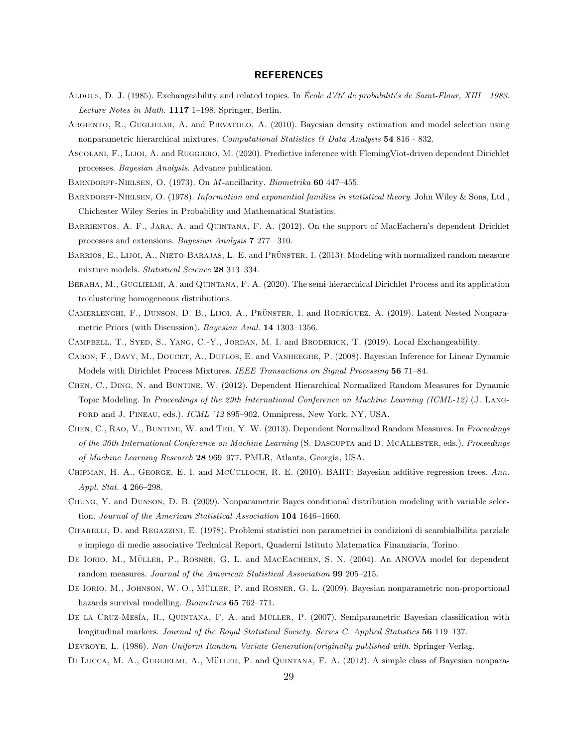## REFERENCES

Aldous, D. J. (1985). Exchangeability and related topics. In *École d'été de probabilités de Saint-Flour, XIII—1983*. *Lecture Notes in Math.* **1117** 1–198. Springer, Berlin.

Argiento, R., Guglielmi, A. and Pievatolo, A. (2010). Bayesian density estimation and model selection using nonparametric hierarchical mixtures. *Computational Statistics & Data Analysis* **54** 816 - 832.

Ascolani, F., Lijoi, A. and Ruggiero, M. (2020). Predictive inference with FlemingViot-driven dependent Dirichlet processes. *Bayesian Analysis*. Advance publication.

Barndorff-Nielsen, O. (1973). On $M$-ancillarity. *Biometrika* **60** 447–455.

Barndorff-Nielsen, O. (1978). *Information and exponential families in statistical theory*. John Wiley & Sons, Ltd., Chichester Wiley Series in Probability and Mathematical Statistics.

Barrientos, A. F., Jara, A. and Quintana, F. A. (2012). On the support of MacEachern's dependent Drichlet processes and extensions. *Bayesian Analysis* **7** 277– 310.

Barrios, E., Lijoi, A., Nieto-Barajas, L. E. and Prünster, I. (2013). Modeling with normalized random measure mixture models. *Statistical Science* **28** 313–334.

Beraha, M., Guglielmi, A. and Quintana, F. A. (2020). The semi-hierarchical Dirichlet Process and its application to clustering homogeneous distributions.

Camerlenghi, F., Dunson, D. B., Lijoi, A., Prünster, I. and Rodríguez, A. (2019). Latent Nested Nonparametric Priors (with Discussion). *Bayesian Anal.* **14** 1303–1356.

Campbell, T., Syed, S., Yang, C.-Y., Jordan, M. I. and Broderick, T. (2019). Local Exchangeability.

Caron, F., Davy, M., Doucet, A., Duflos, E. and Vanheeghe, P. (2008). Bayesian Inference for Linear Dynamic Models with Dirichlet Process Mixtures. *IEEE Transactions on Signal Processing* **56** 71–84.

Chen, C., Ding, N. and Buntine, W. (2012). Dependent Hierarchical Normalized Random Measures for Dynamic Topic Modeling. In *Proceedings of the 29th International Conference on Machine Learning (ICML-12)* (J. Langford and J. Pineau, eds.). *ICML '12* 895–902. Omnipress, New York, NY, USA.

Chen, C., Rao, V., Buntine, W. and Teh, Y. W. (2013). Dependent Normalized Random Measures. In *Proceedings of the 30th International Conference on Machine Learning* (S. Dasgupta and D. McAllester, eds.). *Proceedings of Machine Learning Research* **28** 969–977. PMLR, Atlanta, Georgia, USA.

Chipman, H. A., George, E. I. and McCulloch, R. E. (2010). BART: Bayesian additive regression trees. *Ann. Appl. Stat.* **4** 266–298.

Chung, Y. and Dunson, D. B. (2009). Nonparametric Bayes conditional distribution modeling with variable selection. *Journal of the American Statistical Association* **104** 1646–1660.

Cifarelli, D. and Regazzini, E. (1978). Problemi statistici non parametrici in condizioni di scambialbilita parziale e impiego di medie associative Technical Report, Quaderni Istituto Matematica Finanziaria, Torino.

De Iorio, M., Müller, P., Rosner, G. L. and MacEachern, S. N. (2004). An ANOVA model for dependent random measures. *Journal of the American Statistical Association* **99** 205–215.

De Iorio, M., Johnson, W. O., Müller, P. and Rosner, G. L. (2009). Bayesian nonparametric non-proportional hazards survival modelling. *Biometrics* **65** 762–771.

De la Cruz-Mesía, R., Quintana, F. A. and Müller, P. (2007). Semiparametric Bayesian classification with longitudinal markers. *Journal of the Royal Statistical Society. Series C. Applied Statistics* **56** 119–137.

Devroye, L. (1986). *Non-Uniform Random Variate Generation(originally published with*. Springer-Verlag.

Di Lucca, M. A., Guglielmi, A., Müller, P. and Quintana, F. A. (2012). A simple class of Bayesian nonpara-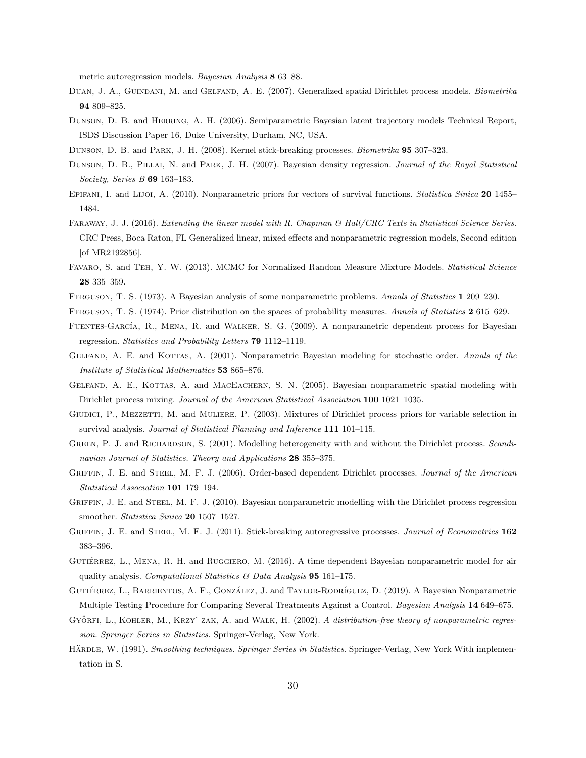metric autoregression models. *Bayesian Analysis* **8** 63–88.

Duan, J. A., Guindani, M. and Gelfand, A. E. (2007). Generalized spatial Dirichlet process models. *Biometrika* **94** 809–825.

Dunson, D. B. and Herring, A. H. (2006). Semiparametric Bayesian latent trajectory models Technical Report, ISDS Discussion Paper 16, Duke University, Durham, NC, USA.

Dunson, D. B. and Park, J. H. (2008). Kernel stick-breaking processes. *Biometrika* **95** 307–323.

Dunson, D. B., Pillai, N. and Park, J. H. (2007). Bayesian density regression. *Journal of the Royal Statistical Society, Series B* **69** 163–183.

Epifani, I. and Lijoi, A. (2010). Nonparametric priors for vectors of survival functions. *Statistica Sinica* **20** 1455–1484.

Faraway, J. J. (2016). *Extending the linear model with R. Chapman & Hall/CRC Texts in Statistical Science Series*. CRC Press, Boca Raton, FL Generalized linear, mixed effects and nonparametric regression models, Second edition [of MR2192856].

Favaro, S. and Teh, Y. W. (2013). MCMC for Normalized Random Measure Mixture Models. *Statistical Science* **28** 335–359.

Ferguson, T. S. (1973). A Bayesian analysis of some nonparametric problems. *Annals of Statistics* **1** 209–230.

Ferguson, T. S. (1974). Prior distribution on the spaces of probability measures. *Annals of Statistics* **2** 615–629.

Fuentes-García, R., Mena, R. and Walker, S. G. (2009). A nonparametric dependent process for Bayesian regression. *Statistics and Probability Letters* **79** 1112–1119.

Gelfand, A. E. and Kottas, A. (2001). Nonparametric Bayesian modeling for stochastic order. *Annals of the Institute of Statistical Mathematics* **53** 865–876.

Gelfand, A. E., Kottas, A. and MacEachern, S. N. (2005). Bayesian nonparametric spatial modeling with Dirichlet process mixing. *Journal of the American Statistical Association* **100** 1021–1035.

Giudici, P., Mezzetti, M. and Muliere, P. (2003). Mixtures of Dirichlet process priors for variable selection in survival analysis. *Journal of Statistical Planning and Inference* **111** 101–115.

Green, P. J. and Richardson, S. (2001). Modelling heterogeneity with and without the Dirichlet process. *Scandinavian Journal of Statistics. Theory and Applications* **28** 355–375.

Griffin, J. E. and Steel, M. F. J. (2006). Order-based dependent Dirichlet processes. *Journal of the American Statistical Association* **101** 179–194.

Griffin, J. E. and Steel, M. F. J. (2010). Bayesian nonparametric modelling with the Dirichlet process regression smoother. *Statistica Sinica* **20** 1507–1527.

Griffin, J. E. and Steel, M. F. J. (2011). Stick-breaking autoregressive processes. *Journal of Econometrics* **162** 383–396.

Gutiérrez, L., Mena, R. H. and Ruggiero, M. (2016). A time dependent Bayesian nonparametric model for air quality analysis. *Computational Statistics & Data Analysis* **95** 161–175.

Gutiérrez, L., Barrientos, A. F., González, J. and Taylor-Rodríguez, D. (2019). A Bayesian Nonparametric Multiple Testing Procedure for Comparing Several Treatments Against a Control. *Bayesian Analysis* **14** 649–675.

Györfi, L., Kohler, M., Krzy˙ zak, A. and Walk, H. (2002). *A distribution-free theory of nonparametric regression*. *Springer Series in Statistics*. Springer-Verlag, New York.

Härdle, W. (1991). *Smoothing techniques*. *Springer Series in Statistics*. Springer-Verlag, New York With implementation in S.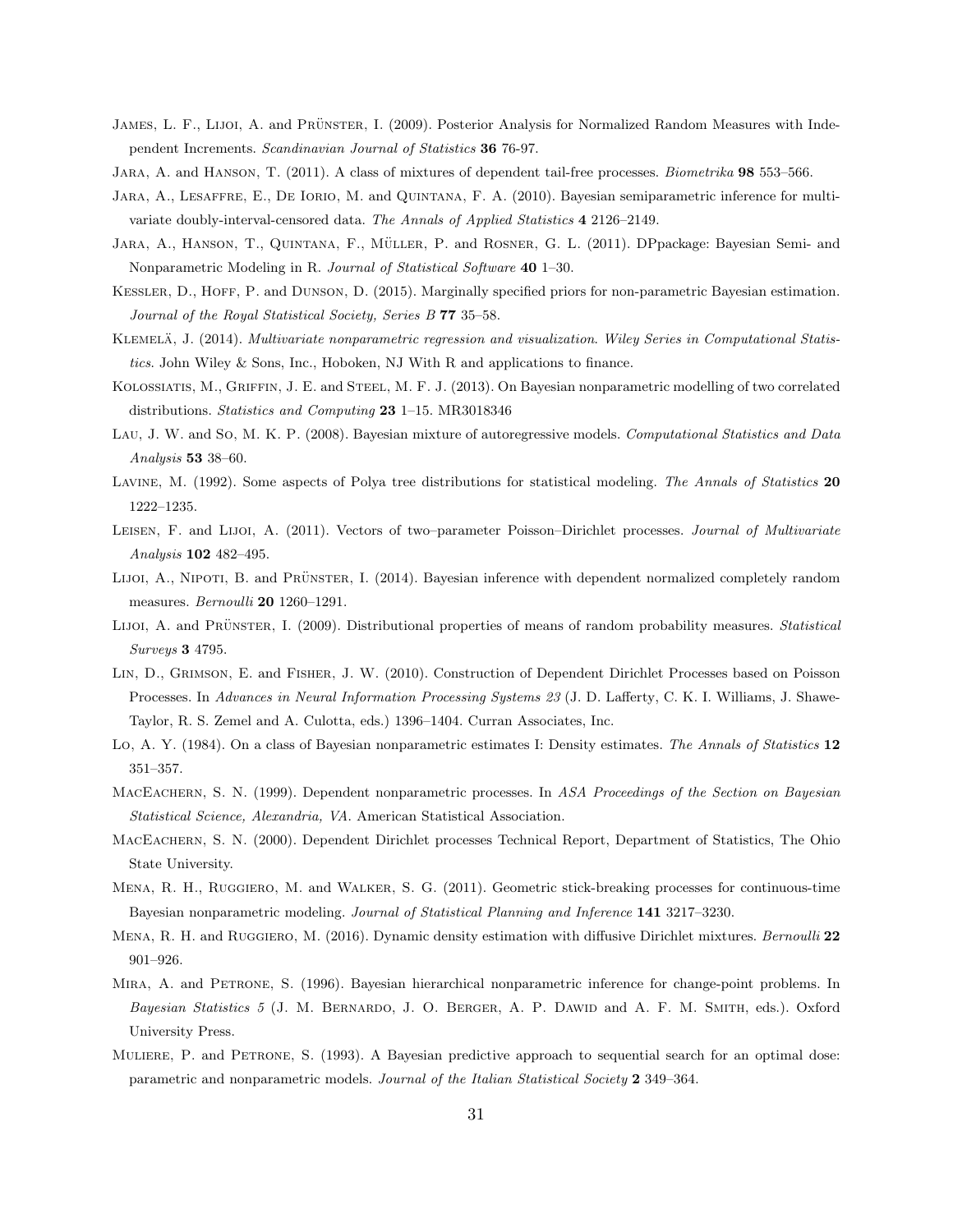James, L. F., Lijoi, A. and Prünster, I. (2009). Posterior Analysis for Normalized Random Measures with Independent Increments. *Scandinavian Journal of Statistics* **36** 76-97.

Jara, A. and Hanson, T. (2011). A class of mixtures of dependent tail-free processes. *Biometrika* **98** 553–566.

Jara, A., Lesaffre, E., De Iorio, M. and Quintana, F. A. (2010). Bayesian semiparametric inference for multivariate doubly-interval-censored data. *The Annals of Applied Statistics* **4** 2126–2149.

Jara, A., Hanson, T., Quintana, F., Müller, P. and Rosner, G. L. (2011). DPpackage: Bayesian Semi- and Nonparametric Modeling in R. *Journal of Statistical Software* **40** 1–30.

Kessler, D., Hoff, P. and Dunson, D. (2015). Marginally specified priors for non-parametric Bayesian estimation. *Journal of the Royal Statistical Society, Series B* **77** 35–58.

Klemelä, J. (2014). *Multivariate nonparametric regression and visualization*. *Wiley Series in Computational Statistics*. John Wiley & Sons, Inc., Hoboken, NJ With R and applications to finance.

Kolossiatis, M., Griffin, J. E. and Steel, M. F. J. (2013). On Bayesian nonparametric modelling of two correlated distributions. *Statistics and Computing* **23** 1–15. MR3018346

Lau, J. W. and So, M. K. P. (2008). Bayesian mixture of autoregressive models. *Computational Statistics and Data Analysis* **53** 38–60.

Lavine, M. (1992). Some aspects of Polya tree distributions for statistical modeling. *The Annals of Statistics* **20** 1222–1235.

Leisen, F. and Lijoi, A. (2011). Vectors of two–parameter Poisson–Dirichlet processes. *Journal of Multivariate Analysis* **102** 482–495.

Lijoi, A., Nipoti, B. and Prünster, I. (2014). Bayesian inference with dependent normalized completely random measures. *Bernoulli* **20** 1260–1291.

Lijoi, A. and Prünster, I. (2009). Distributional properties of means of random probability measures. *Statistical Surveys* **3** 4795.

Lin, D., Grimson, E. and Fisher, J. W. (2010). Construction of Dependent Dirichlet Processes based on Poisson Processes. In *Advances in Neural Information Processing Systems 23* (J. D. Lafferty, C. K. I. Williams, J. Shawe-Taylor, R. S. Zemel and A. Culotta, eds.) 1396–1404. Curran Associates, Inc.

Lo, A. Y. (1984). On a class of Bayesian nonparametric estimates I: Density estimates. *The Annals of Statistics* **12** 351–357.

MacEachern, S. N. (1999). Dependent nonparametric processes. In *ASA Proceedings of the Section on Bayesian Statistical Science, Alexandria, VA*. American Statistical Association.

MacEachern, S. N. (2000). Dependent Dirichlet processes Technical Report, Department of Statistics, The Ohio State University.

Mena, R. H., Ruggiero, M. and Walker, S. G. (2011). Geometric stick-breaking processes for continuous-time Bayesian nonparametric modeling. *Journal of Statistical Planning and Inference* **141** 3217–3230.

Mena, R. H. and Ruggiero, M. (2016). Dynamic density estimation with diffusive Dirichlet mixtures. *Bernoulli* **22** 901–926.

Mira, A. and Petrone, S. (1996). Bayesian hierarchical nonparametric inference for change-point problems. In *Bayesian Statistics 5* (J. M. Bernardo, J. O. Berger, A. P. Dawid and A. F. M. Smith, eds.). Oxford University Press.

Muliere, P. and Petrone, S. (1993). A Bayesian predictive approach to sequential search for an optimal dose: parametric and nonparametric models. *Journal of the Italian Statistical Society* **2** 349–364.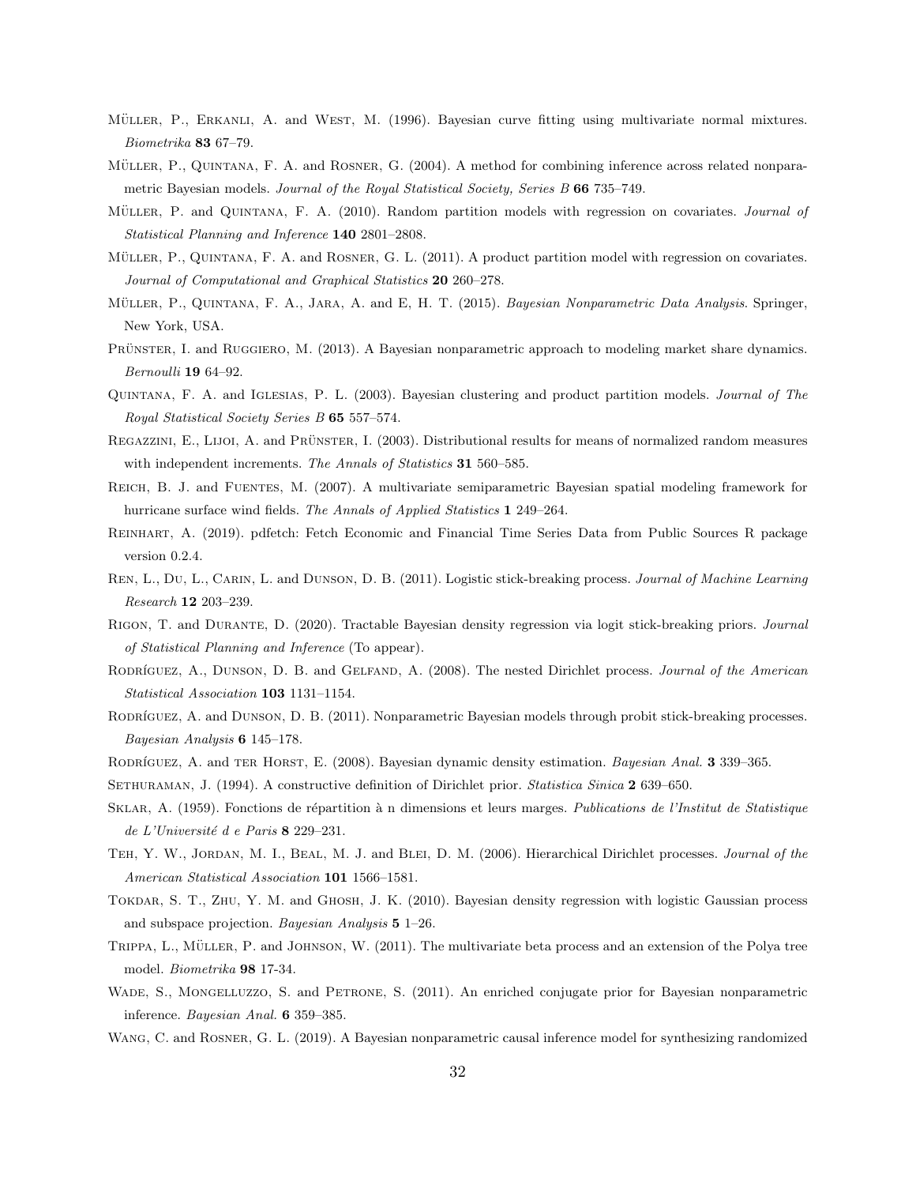Müller, P., Erkanli, A. and West, M. (1996). Bayesian curve fitting using multivariate normal mixtures. *Biometrika* **83** 67–79.

Müller, P., Quintana, F. A. and Rosner, G. (2004). A method for combining inference across related nonparametric Bayesian models. *Journal of the Royal Statistical Society, Series B* **66** 735–749.

Müller, P. and Quintana, F. A. (2010). Random partition models with regression on covariates. *Journal of Statistical Planning and Inference* **140** 2801–2808.

Müller, P., Quintana, F. A. and Rosner, G. L. (2011). A product partition model with regression on covariates. *Journal of Computational and Graphical Statistics* **20** 260–278.

Müller, P., Quintana, F. A., Jara, A. and E, H. T. (2015). *Bayesian Nonparametric Data Analysis*. Springer, New York, USA.

Prünster, I. and Ruggiero, M. (2013). A Bayesian nonparametric approach to modeling market share dynamics. *Bernoulli* **19** 64–92.

Quintana, F. A. and Iglesias, P. L. (2003). Bayesian clustering and product partition models. *Journal of The Royal Statistical Society Series B* **65** 557–574.

Regazzini, E., Lijoi, A. and Prünster, I. (2003). Distributional results for means of normalized random measures with independent increments. *The Annals of Statistics* **31** 560–585.

Reich, B. J. and Fuentes, M. (2007). A multivariate semiparametric Bayesian spatial modeling framework for hurricane surface wind fields. *The Annals of Applied Statistics* **1** 249–264.

Reinhart, A. (2019). pdfetch: Fetch Economic and Financial Time Series Data from Public Sources R package version 0.2.4.

Ren, L., Du, L., Carin, L. and Dunson, D. B. (2011). Logistic stick-breaking process. *Journal of Machine Learning Research* **12** 203–239.

Rigon, T. and Durante, D. (2020). Tractable Bayesian density regression via logit stick-breaking priors. *Journal of Statistical Planning and Inference* (To appear).

Rodríguez, A., Dunson, D. B. and Gelfand, A. (2008). The nested Dirichlet process. *Journal of the American Statistical Association* **103** 1131–1154.

Rodríguez, A. and Dunson, D. B. (2011). Nonparametric Bayesian models through probit stick-breaking processes. *Bayesian Analysis* **6** 145–178.

Rodríguez, A. and ter Horst, E. (2008). Bayesian dynamic density estimation. *Bayesian Anal.* **3** 339–365.

Sethuraman, J. (1994). A constructive definition of Dirichlet prior. *Statistica Sinica* **2** 639–650.

Sklar, A. (1959). Fonctions de répartition à n dimensions et leurs marges. *Publications de l'Institut de Statistique de L'Université d e Paris* **8** 229–231.

Teh, Y. W., Jordan, M. I., Beal, M. J. and Blei, D. M. (2006). Hierarchical Dirichlet processes. *Journal of the American Statistical Association* **101** 1566–1581.

Tokdar, S. T., Zhu, Y. M. and Ghosh, J. K. (2010). Bayesian density regression with logistic Gaussian process and subspace projection. *Bayesian Analysis* **5** 1–26.

Trippa, L., Müller, P. and Johnson, W. (2011). The multivariate beta process and an extension of the Polya tree model. *Biometrika* **98** 17-34.

Wade, S., Mongelluzzo, S. and Petrone, S. (2011). An enriched conjugate prior for Bayesian nonparametric inference. *Bayesian Anal.* **6** 359–385.

Wang, C. and Rosner, G. L. (2019). A Bayesian nonparametric causal inference model for synthesizing randomized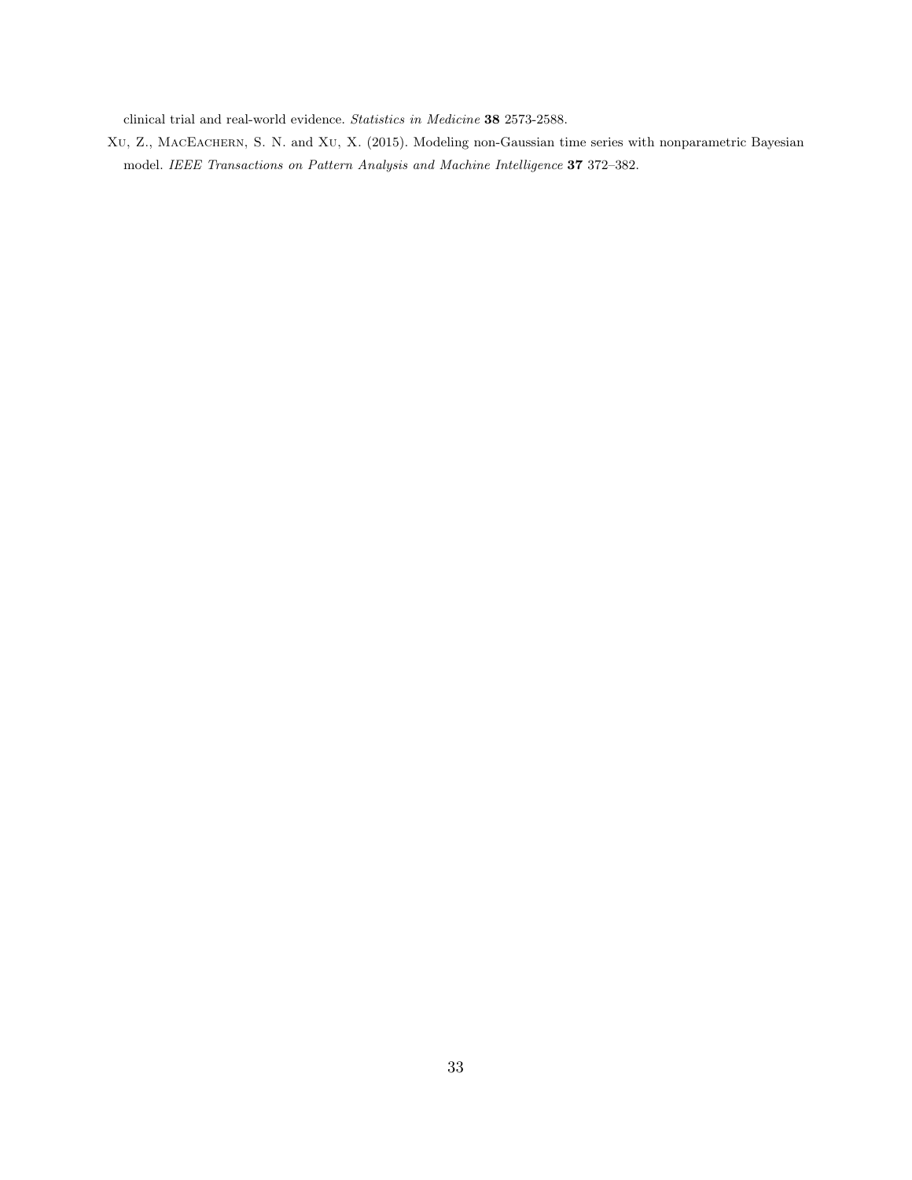clinical trial and real-world evidence. *Statistics in Medicine* **38** 2573-2588.

Xu, Z., MacEachern, S. N. and Xu, X. (2015). Modeling non-Gaussian time series with nonparametric Bayesian model. *IEEE Transactions on Pattern Analysis and Machine Intelligence* **37** 372–382.